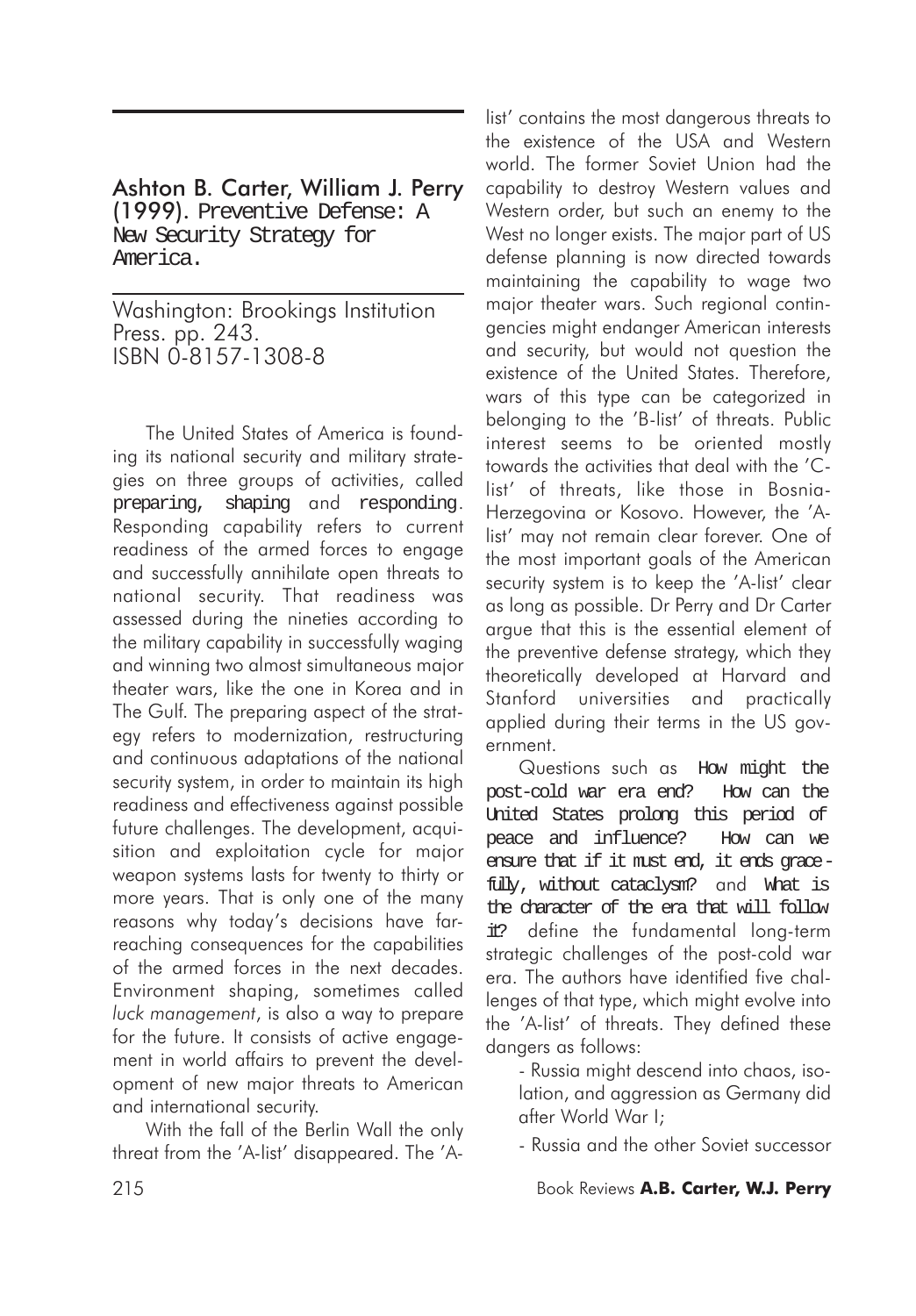## Ashton B. Carter, William J. Perry (1999). Preventive Defense: A New Security Strategy for America.

Washington: Brookings Institution Press. pp. 243.
ISBN 0-8157-1308-8

The United States of America is founding its national security and military strategies on three groups of activities, called preparing, shaping and responding. Responding capability refers to current readiness of the armed forces to engage and successfully annihilate open threats to national security. That readiness was assessed during the nineties according to the military capability in successfully waging and winning two almost simultaneous major theater wars, like the one in Korea and in The Gulf. The preparing aspect of the strategy refers to modernization, restructuring and continuous adaptations of the national security system, in order to maintain its high readiness and effectiveness against possible future challenges. The development, acquisition and exploitation cycle for major weapon systems lasts for twenty to thirty or more years. That is only one of the many reasons why today's decisions have far-reaching consequences for the capabilities of the armed forces in the next decades. Environment shaping, sometimes called *luck management*, is also a way to prepare for the future. It consists of active engagement in world affairs to prevent the development of new major threats to American and international security.

With the fall of the Berlin Wall the only threat from the 'A-list' disappeared. The 'A-list' contains the most dangerous threats to the existence of the USA and Western world. The former Soviet Union had the capability to destroy Western values and Western order, but such an enemy to the West no longer exists. The major part of US defense planning is now directed towards maintaining the capability to wage two major theater wars. Such regional contingencies might endanger American interests and security, but would not question the existence of the United States. Therefore, wars of this type can be categorized in belonging to the 'B-list' of threats. Public interest seems to be oriented mostly towards the activities that deal with the 'C-list' of threats, like those in Bosnia-Herzegovina or Kosovo. However, the 'A-list' may not remain clear forever. One of the most important goals of the American security system is to keep the 'A-list' clear as long as possible. Dr Perry and Dr Carter argue that this is the essential element of the preventive defense strategy, which they theoretically developed at Harvard and Stanford universities and practically applied during their terms in the US government.

Questions such as How might the post-cold war era end? How can the United States prolong this period of peace and influence? How can we ensure that if it must end, it ends gracefully, without cataclysm? and What is the character of the era that will follow it? define the fundamental long-term strategic challenges of the post-cold war era. The authors have identified five challenges of that type, which might evolve into the 'A-list' of threats. They defined these dangers as follows:

- Russia might descend into chaos, isolation, and aggression as Germany did after World War I;
- Russia and the other Soviet successor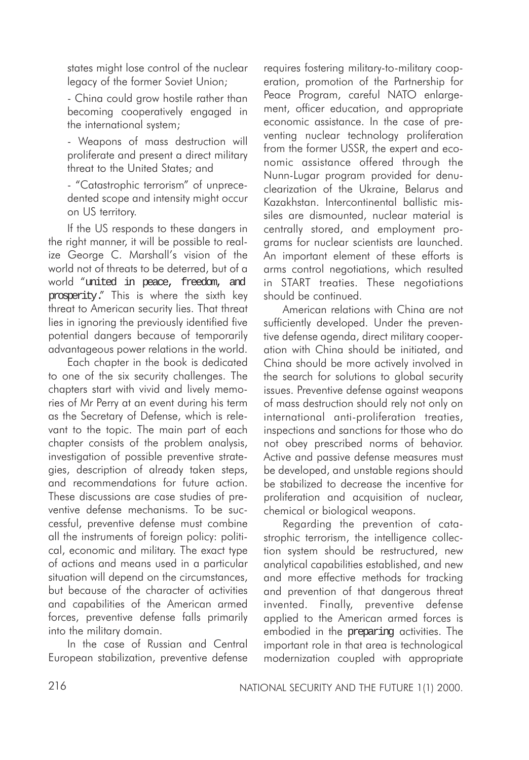states might lose control of the nuclear legacy of the former Soviet Union;

- China could grow hostile rather than becoming cooperatively engaged in the international system;

- Weapons of mass destruction will proliferate and present a direct military threat to the United States; and

- "Catastrophic terrorism" of unprecedented scope and intensity might occur on US territory.

If the US responds to these dangers in the right manner, it will be possible to realize George C. Marshall's vision of the world not of threats to be deterred, but of a world "united in peace, freedom, and prosperity." This is where the sixth key threat to American security lies. That threat lies in ignoring the previously identified five potential dangers because of temporarily advantageous power relations in the world.

Each chapter in the book is dedicated to one of the six security challenges. The chapters start with vivid and lively memories of Mr Perry at an event during his term as the Secretary of Defense, which is relevant to the topic. The main part of each chapter consists of the problem analysis, investigation of possible preventive strategies, description of already taken steps, and recommendations for future action. These discussions are case studies of preventive defense mechanisms. To be successful, preventive defense must combine all the instruments of foreign policy: political, economic and military. The exact type of actions and means used in a particular situation will depend on the circumstances, but because of the character of activities and capabilities of the American armed forces, preventive defense falls primarily into the military domain.

In the case of Russian and Central European stabilization, preventive defense requires fostering military-to-military cooperation, promotion of the Partnership for Peace Program, careful NATO enlargement, officer education, and appropriate economic assistance. In the case of preventing nuclear technology proliferation from the former USSR, the expert and economic assistance offered through the Nunn-Lugar program provided for denuclearization of the Ukraine, Belarus and Kazakhstan. Intercontinental ballistic missiles are dismounted, nuclear material is centrally stored, and employment programs for nuclear scientists are launched. An important element of these efforts is arms control negotiations, which resulted in START treaties. These negotiations should be continued.

American relations with China are not sufficiently developed. Under the preventive defense agenda, direct military cooperation with China should be initiated, and China should be more actively involved in the search for solutions to global security issues. Preventive defense against weapons of mass destruction should rely not only on international anti-proliferation treaties, inspections and sanctions for those who do not obey prescribed norms of behavior. Active and passive defense measures must be developed, and unstable regions should be stabilized to decrease the incentive for proliferation and acquisition of nuclear, chemical or biological weapons.

Regarding the prevention of catastrophic terrorism, the intelligence collection system should be restructured, new analytical capabilities established, and new and more effective methods for tracking and prevention of that dangerous threat invented. Finally, preventive defense applied to the American armed forces is embodied in the preparing activities. The important role in that area is technological modernization coupled with appropriate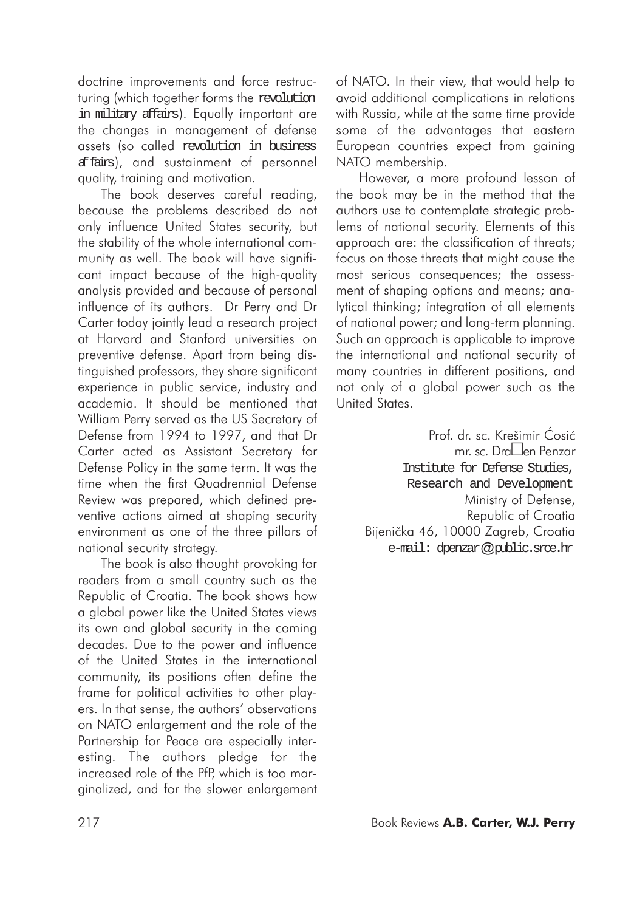doctrine improvements and force restructuring (which together forms the revolution in military affairs). Equally important are the changes in management of defense assets (so called revolution in business affairs), and sustainment of personnel quality, training and motivation.

The book deserves careful reading, because the problems described do not only influence United States security, but the stability of the whole international community as well. The book will have significant impact because of the high-quality analysis provided and because of personal influence of its authors. Dr Perry and Dr Carter today jointly lead a research project at Harvard and Stanford universities on preventive defense. Apart from being distinguished professors, they share significant experience in public service, industry and academia. It should be mentioned that William Perry served as the US Secretary of Defense from 1994 to 1997, and that Dr Carter acted as Assistant Secretary for Defense Policy in the same term. It was the time when the first Quadrennial Defense Review was prepared, which defined preventive actions aimed at shaping security environment as one of the three pillars of national security strategy.

The book is also thought provoking for readers from a small country such as the Republic of Croatia. The book shows how a global power like the United States views its own and global security in the coming decades. Due to the power and influence of the United States in the international community, its positions often define the frame for political activities to other players. In that sense, the authors' observations on NATO enlargement and the role of the Partnership for Peace are especially interesting. The authors pledge for the increased role of the PfP, which is too marginalized, and for the slower enlargement of NATO. In their view, that would help to avoid additional complications in relations with Russia, while at the same time provide some of the advantages that eastern European countries expect from gaining NATO membership.

However, a more profound lesson of the book may be in the method that the authors use to contemplate strategic problems of national security. Elements of this approach are: the classification of threats; focus on those threats that might cause the most serious consequences; the assessment of shaping options and means; analytical thinking; integration of all elements of national power; and long-term planning. Such an approach is applicable to improve the international and national security of many countries in different positions, and not only of a global power such as the United States.

Prof. dr. sc. Krešimir Ćosić
mr. sc. Dra□en Penzar
Institute for Defense Studies, Research and Development
Ministry of Defense, Republic of Croatia
Bijenička 46, 10000 Zagreb, Croatia
e-mail: dpenzar@public.srce.hr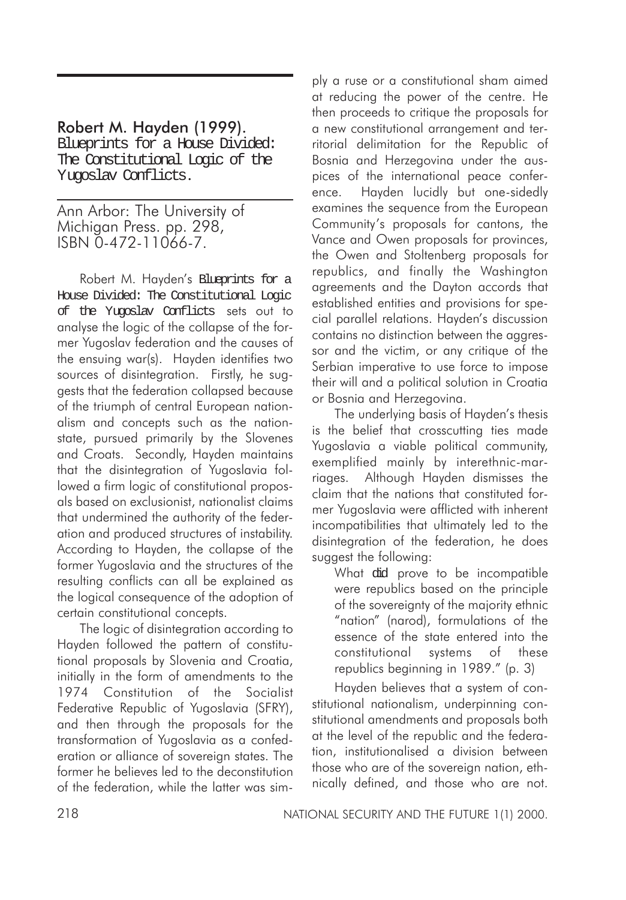## Robert M. Hayden (1999). Blueprints for a House Divided: The Constitutional Logic of the Yugoslav Conflicts.

Ann Arbor: The University of Michigan Press. pp. 298, ISBN 0-472-11066-7.

Robert M. Hayden's **Blueprints for a House Divided: The Constitutional Logic of the Yugoslav Conflicts** sets out to analyse the logic of the collapse of the former Yugoslav federation and the causes of the ensuing war(s). Hayden identifies two sources of disintegration. Firstly, he suggests that the federation collapsed because of the triumph of central European nationalism and concepts such as the nation-state, pursued primarily by the Slovenes and Croats. Secondly, Hayden maintains that the disintegration of Yugoslavia followed a firm logic of constitutional proposals based on exclusionist, nationalist claims that undermined the authority of the federation and produced structures of instability. According to Hayden, the collapse of the former Yugoslavia and the structures of the resulting conflicts can all be explained as the logical consequence of the adoption of certain constitutional concepts.

The logic of disintegration according to Hayden followed the pattern of constitutional proposals by Slovenia and Croatia, initially in the form of amendments to the 1974 Constitution of the Socialist Federative Republic of Yugoslavia (SFRY), and then through the proposals for the transformation of Yugoslavia as a confederation or alliance of sovereign states. The former he believes led to the deconstitution of the federation, while the latter was simply a ruse or a constitutional sham aimed at reducing the power of the centre. He then proceeds to critique the proposals for a new constitutional arrangement and territorial delimitation for the Republic of Bosnia and Herzegovina under the auspices of the international peace conference. Hayden lucidly but one-sidedly examines the sequence from the European Community's proposals for cantons, the Vance and Owen proposals for provinces, the Owen and Stoltenberg proposals for republics, and finally the Washington agreements and the Dayton accords that established entities and provisions for special parallel relations. Hayden's discussion contains no distinction between the aggressor and the victim, or any critique of the Serbian imperative to use force to impose their will and a political solution in Croatia or Bosnia and Herzegovina.

The underlying basis of Hayden's thesis is the belief that crosscutting ties made Yugoslavia a viable political community, exemplified mainly by interethnic-marriages. Although Hayden dismisses the claim that the nations that constituted former Yugoslavia were afflicted with inherent incompatibilities that ultimately led to the disintegration of the federation, he does suggest the following:

> What **did** prove to be incompatible were republics based on the principle of the sovereignty of the majority ethnic "nation" (narod), formulations of the essence of the state entered into the constitutional systems of these republics beginning in 1989." (p. 3)

Hayden believes that a system of constitutional nationalism, underpinning constitutional amendments and proposals both at the level of the republic and the federation, institutionalised a division between those who are of the sovereign nation, ethnically defined, and those who are not.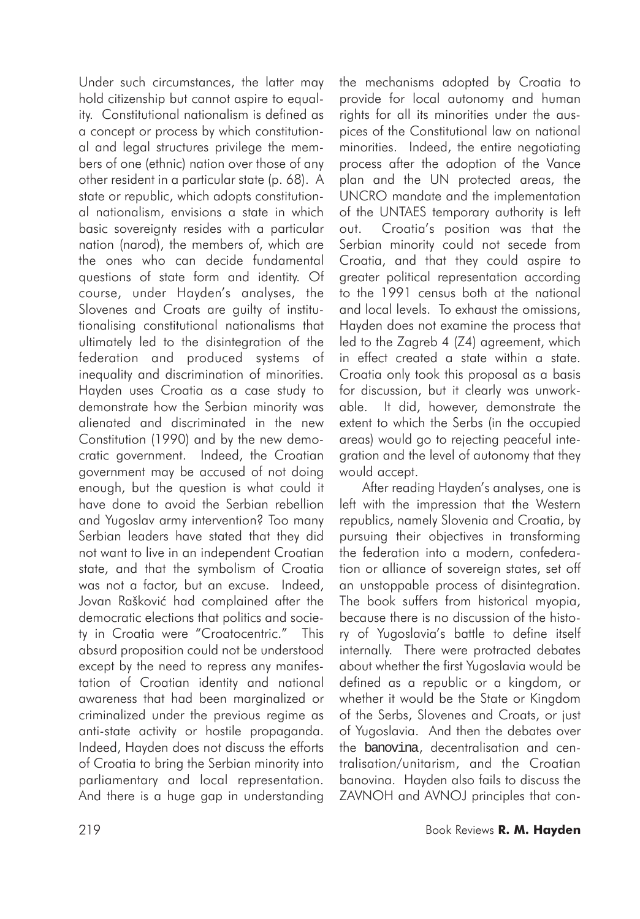Under such circumstances, the latter may hold citizenship but cannot aspire to equality. Constitutional nationalism is defined as a concept or process by which constitutional and legal structures privilege the members of one (ethnic) nation over those of any other resident in a particular state (p. 68). A state or republic, which adopts constitutional nationalism, envisions a state in which basic sovereignty resides with a particular nation (narod), the members of, which are the ones who can decide fundamental questions of state form and identity. Of course, under Hayden's analyses, the Slovenes and Croats are guilty of institutionalising constitutional nationalisms that ultimately led to the disintegration of the federation and produced systems of inequality and discrimination of minorities. Hayden uses Croatia as a case study to demonstrate how the Serbian minority was alienated and discriminated in the new Constitution (1990) and by the new democratic government. Indeed, the Croatian government may be accused of not doing enough, but the question is what could it have done to avoid the Serbian rebellion and Yugoslav army intervention? Too many Serbian leaders have stated that they did not want to live in an independent Croatian state, and that the symbolism of Croatia was not a factor, but an excuse. Indeed, Jovan Rašković had complained after the democratic elections that politics and society in Croatia were "Croatocentric." This absurd proposition could not be understood except by the need to repress any manifestation of Croatian identity and national awareness that had been marginalized or criminalized under the previous regime as anti-state activity or hostile propaganda. Indeed, Hayden does not discuss the efforts of Croatia to bring the Serbian minority into parliamentary and local representation. And there is a huge gap in understanding the mechanisms adopted by Croatia to provide for local autonomy and human rights for all its minorities under the auspices of the Constitutional law on national minorities. Indeed, the entire negotiating process after the adoption of the Vance plan and the UN protected areas, the UNCRO mandate and the implementation of the UNTAES temporary authority is left out. Croatia's position was that the Serbian minority could not secede from Croatia, and that they could aspire to greater political representation according to the 1991 census both at the national and local levels. To exhaust the omissions, Hayden does not examine the process that led to the Zagreb 4 (Z4) agreement, which in effect created a state within a state. Croatia only took this proposal as a basis for discussion, but it clearly was unworkable. It did, however, demonstrate the extent to which the Serbs (in the occupied areas) would go to rejecting peaceful integration and the level of autonomy that they would accept.

After reading Hayden's analyses, one is left with the impression that the Western republics, namely Slovenia and Croatia, by pursuing their objectives in transforming the federation into a modern, confederation or alliance of sovereign states, set off an unstoppable process of disintegration. The book suffers from historical myopia, because there is no discussion of the history of Yugoslavia's battle to define itself internally. There were protracted debates about whether the first Yugoslavia would be defined as a republic or a kingdom, or whether it would be the State or Kingdom of the Serbs, Slovenes and Croats, or just of Yugoslavia. And then the debates over the banovina, decentralisation and centralisation/unitarism, and the Croatian banovina. Hayden also fails to discuss the ZAVNOH and AVNOJ principles that con-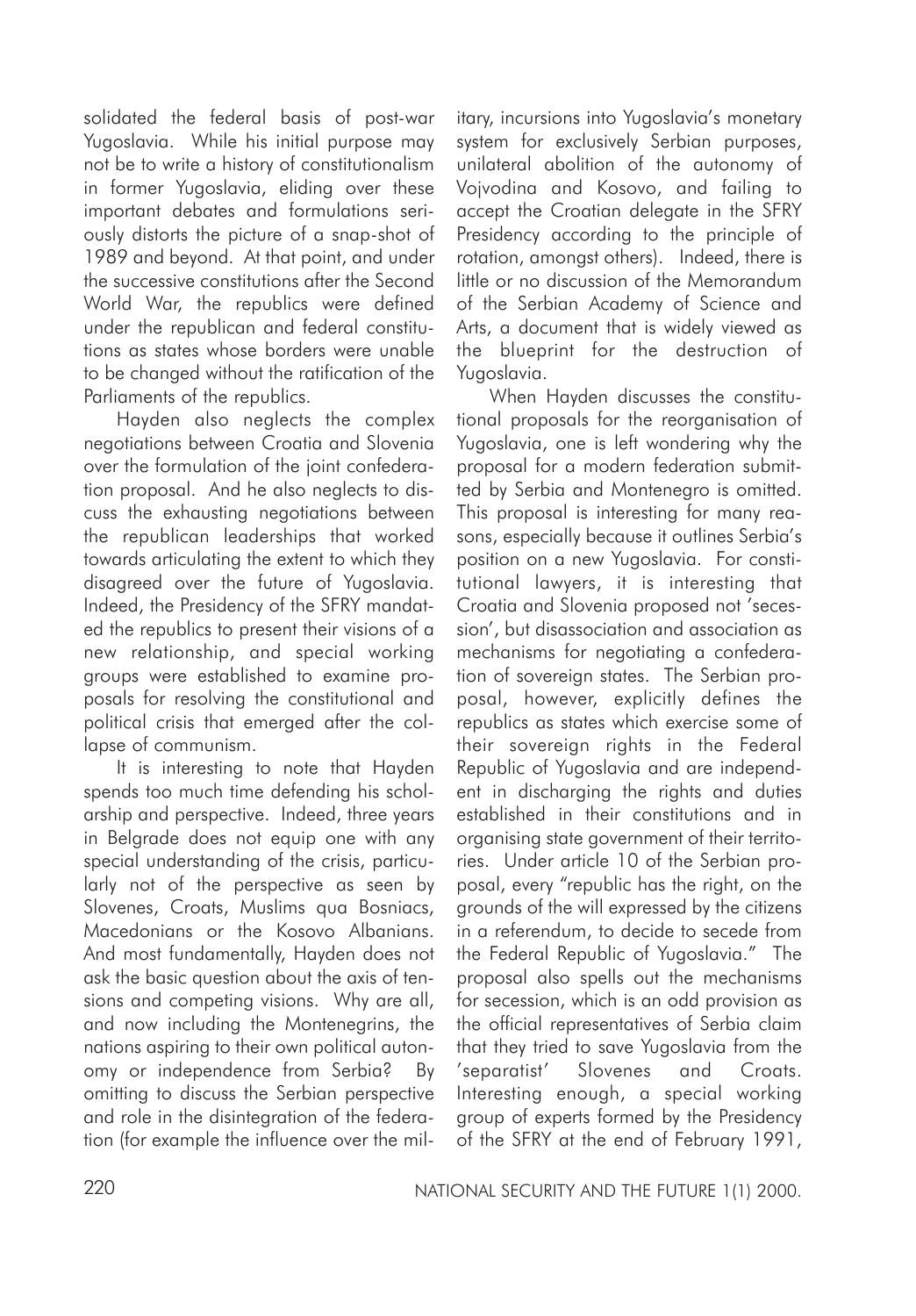solidated the federal basis of post-war Yugoslavia. While his initial purpose may not be to write a history of constitutionalism in former Yugoslavia, eliding over these important debates and formulations seriously distorts the picture of a snap-shot of 1989 and beyond. At that point, and under the successive constitutions after the Second World War, the republics were defined under the republican and federal constitutions as states whose borders were unable to be changed without the ratification of the Parliaments of the republics.

Hayden also neglects the complex negotiations between Croatia and Slovenia over the formulation of the joint confederation proposal. And he also neglects to discuss the exhausting negotiations between the republican leaderships that worked towards articulating the extent to which they disagreed over the future of Yugoslavia. Indeed, the Presidency of the SFRY mandated the republics to present their visions of a new relationship, and special working groups were established to examine proposals for resolving the constitutional and political crisis that emerged after the collapse of communism.

It is interesting to note that Hayden spends too much time defending his scholarship and perspective. Indeed, three years in Belgrade does not equip one with any special understanding of the crisis, particularly not of the perspective as seen by Slovenes, Croats, Muslims qua Bosniacs, Macedonians or the Kosovo Albanians. And most fundamentally, Hayden does not ask the basic question about the axis of tensions and competing visions. Why are all, and now including the Montenegrins, the nations aspiring to their own political autonomy or independence from Serbia? By omitting to discuss the Serbian perspective and role in the disintegration of the federation (for example the influence over the military, incursions into Yugoslavia's monetary system for exclusively Serbian purposes, unilateral abolition of the autonomy of Vojvodina and Kosovo, and failing to accept the Croatian delegate in the SFRY Presidency according to the principle of rotation, amongst others). Indeed, there is little or no discussion of the Memorandum of the Serbian Academy of Science and Arts, a document that is widely viewed as the blueprint for the destruction of Yugoslavia.

When Hayden discusses the constitutional proposals for the reorganisation of Yugoslavia, one is left wondering why the proposal for a modern federation submitted by Serbia and Montenegro is omitted. This proposal is interesting for many reasons, especially because it outlines Serbia's position on a new Yugoslavia. For constitutional lawyers, it is interesting that Croatia and Slovenia proposed not 'secession', but disassociation and association as mechanisms for negotiating a confederation of sovereign states. The Serbian proposal, however, explicitly defines the republics as states which exercise some of their sovereign rights in the Federal Republic of Yugoslavia and are independent in discharging the rights and duties established in their constitutions and in organising state government of their territories. Under article 10 of the Serbian proposal, every "republic has the right, on the grounds of the will expressed by the citizens in a referendum, to decide to secede from the Federal Republic of Yugoslavia." The proposal also spells out the mechanisms for secession, which is an odd provision as the official representatives of Serbia claim that they tried to save Yugoslavia from the 'separatist' Slovenes and Croats. Interesting enough, a special working group of experts formed by the Presidency of the SFRY at the end of February 1991,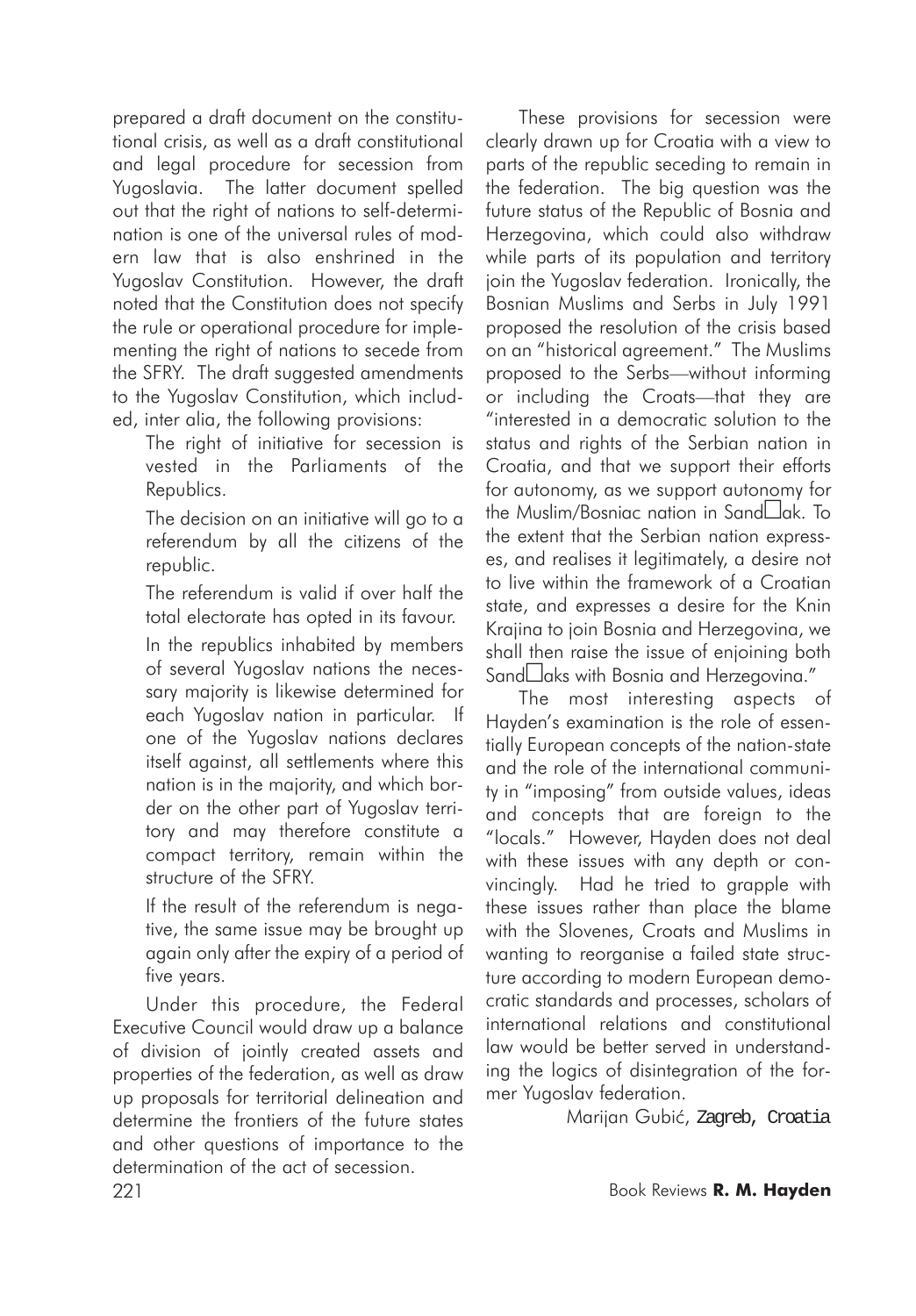prepared a draft document on the constitutional crisis, as well as a draft constitutional and legal procedure for secession from Yugoslavia. The latter document spelled out that the right of nations to self-determination is one of the universal rules of modern law that is also enshrined in the Yugoslav Constitution. However, the draft noted that the Constitution does not specify the rule or operational procedure for implementing the right of nations to secede from the SFRY. The draft suggested amendments to the Yugoslav Constitution, which included, inter alia, the following provisions:

> The right of initiative for secession is vested in the Parliaments of the Republics.
>
> The decision on an initiative will go to a referendum by all the citizens of the republic.
>
> The referendum is valid if over half the total electorate has opted in its favour.
>
> In the republics inhabited by members of several Yugoslav nations the necessary majority is likewise determined for each Yugoslav nation in particular. If one of the Yugoslav nations declares itself against, all settlements where this nation is in the majority, and which border on the other part of Yugoslav territory and may therefore constitute a compact territory, remain within the structure of the SFRY.
>
> If the result of the referendum is negative, the same issue may be brought up again only after the expiry of a period of five years.

Under this procedure, the Federal Executive Council would draw up a balance of division of jointly created assets and properties of the federation, as well as draw up proposals for territorial delineation and determine the frontiers of the future states and other questions of importance to the determination of the act of secession.

These provisions for secession were clearly drawn up for Croatia with a view to parts of the republic seceding to remain in the federation. The big question was the future status of the Republic of Bosnia and Herzegovina, which could also withdraw while parts of its population and territory join the Yugoslav federation. Ironically, the Bosnian Muslims and Serbs in July 1991 proposed the resolution of the crisis based on an "historical agreement." The Muslims proposed to the Serbs—without informing or including the Croats—that they are "interested in a democratic solution to the status and rights of the Serbian nation in Croatia, and that we support their efforts for autonomy, as we support autonomy for the Muslim/Bosniac nation in Sand□ak. To the extent that the Serbian nation expresses, and realises it legitimately, a desire not to live within the framework of a Croatian state, and expresses a desire for the Knin Krajina to join Bosnia and Herzegovina, we shall then raise the issue of enjoining both Sand□aks with Bosnia and Herzegovina."

The most interesting aspects of Hayden's examination is the role of essentially European concepts of the nation-state and the role of the international community in "imposing" from outside values, ideas and concepts that are foreign to the "locals." However, Hayden does not deal with these issues with any depth or convincingly. Had he tried to grapple with these issues rather than place the blame with the Slovenes, Croats and Muslims in wanting to reorganise a failed state structure according to modern European democratic standards and processes, scholars of international relations and constitutional law would be better served in understanding the logics of disintegration of the former Yugoslav federation.

Marijan Gubić, Zagreb, Croatia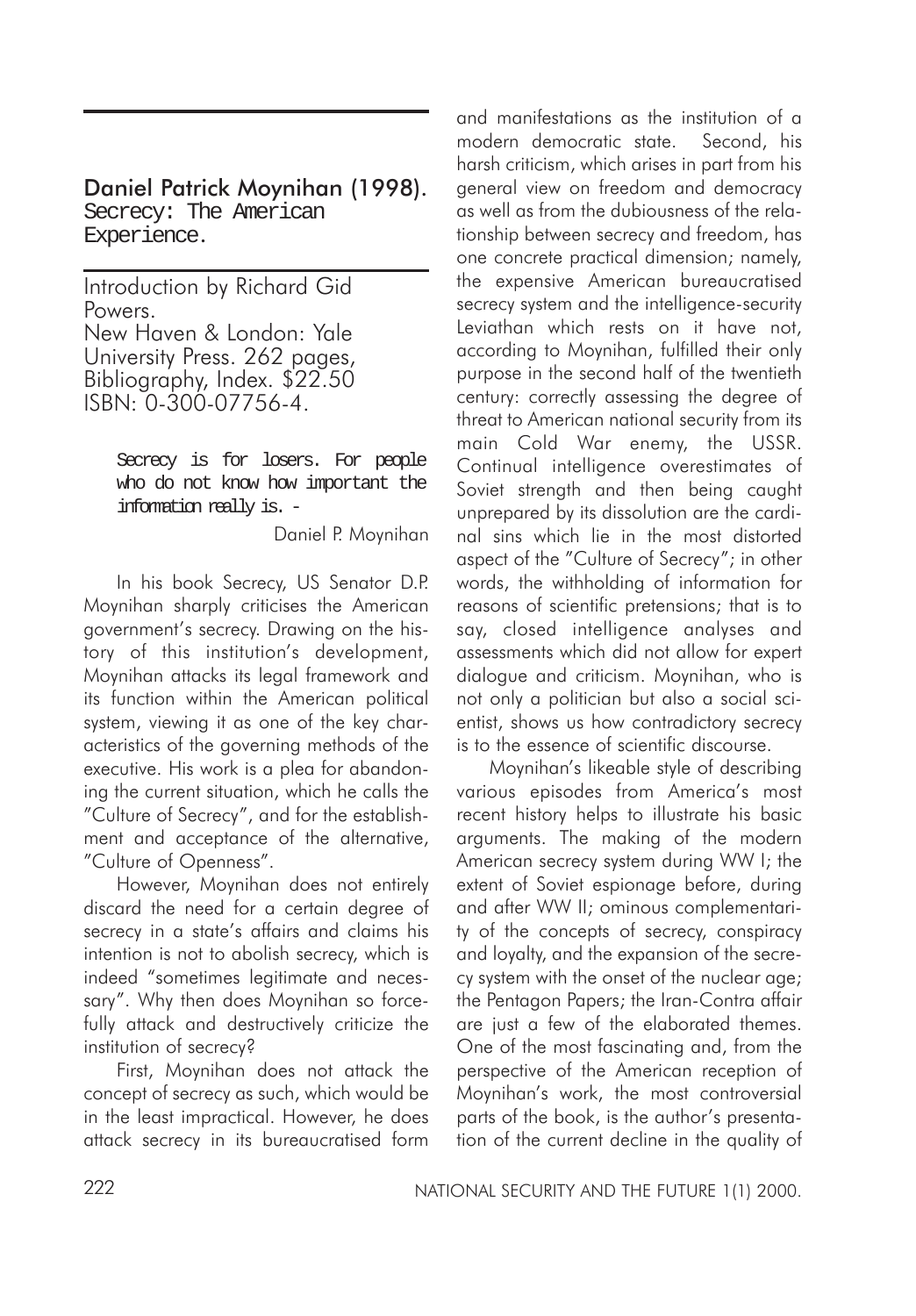## Daniel Patrick Moynihan (1998). Secrecy: The American Experience.

Introduction by Richard Gid Powers.
New Haven & London: Yale University Press. 262 pages, Bibliography, Index. $22.50
ISBN: 0-300-07756-4.

> Secrecy is for losers. For people who do not know how important the information really is. -
>
> Daniel P. Moynihan

In his book Secrecy, US Senator D.P. Moynihan sharply criticises the American government's secrecy. Drawing on the history of this institution's development, Moynihan attacks its legal framework and its function within the American political system, viewing it as one of the key characteristics of the governing methods of the executive. His work is a plea for abandoning the current situation, which he calls the "Culture of Secrecy", and for the establishment and acceptance of the alternative, "Culture of Openness".

However, Moynihan does not entirely discard the need for a certain degree of secrecy in a state's affairs and claims his intention is not to abolish secrecy, which is indeed "sometimes legitimate and necessary". Why then does Moynihan so forcefully attack and destructively criticize the institution of secrecy?

First, Moynihan does not attack the concept of secrecy as such, which would be in the least impractical. However, he does attack secrecy in its bureaucratised form and manifestations as the institution of a modern democratic state. Second, his harsh criticism, which arises in part from his general view on freedom and democracy as well as from the dubiousness of the relationship between secrecy and freedom, has one concrete practical dimension; namely, the expensive American bureaucratised secrecy system and the intelligence-security Leviathan which rests on it have not, according to Moynihan, fulfilled their only purpose in the second half of the twentieth century: correctly assessing the degree of threat to American national security from its main Cold War enemy, the USSR. Continual intelligence overestimates of Soviet strength and then being caught unprepared by its dissolution are the cardinal sins which lie in the most distorted aspect of the "Culture of Secrecy"; in other words, the withholding of information for reasons of scientific pretensions; that is to say, closed intelligence analyses and assessments which did not allow for expert dialogue and criticism. Moynihan, who is not only a politician but also a social scientist, shows us how contradictory secrecy is to the essence of scientific discourse.

Moynihan's likeable style of describing various episodes from America's most recent history helps to illustrate his basic arguments. The making of the modern American secrecy system during WW I; the extent of Soviet espionage before, during and after WW II; ominous complementarity of the concepts of secrecy, conspiracy and loyalty, and the expansion of the secrecy system with the onset of the nuclear age; the Pentagon Papers; the Iran-Contra affair are just a few of the elaborated themes. One of the most fascinating and, from the perspective of the American reception of Moynihan's work, the most controversial parts of the book, is the author's presentation of the current decline in the quality of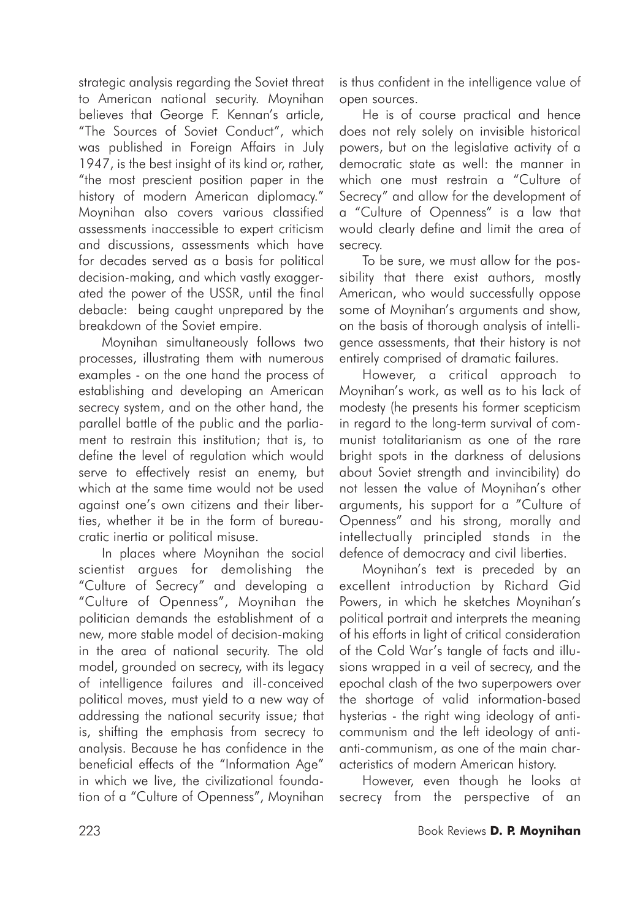strategic analysis regarding the Soviet threat to American national security. Moynihan believes that George F. Kennan's article, "The Sources of Soviet Conduct", which was published in Foreign Affairs in July 1947, is the best insight of its kind or, rather, "the most prescient position paper in the history of modern American diplomacy." Moynihan also covers various classified assessments inaccessible to expert criticism and discussions, assessments which have for decades served as a basis for political decision-making, and which vastly exaggerated the power of the USSR, until the final debacle: being caught unprepared by the breakdown of the Soviet empire.

Moynihan simultaneously follows two processes, illustrating them with numerous examples - on the one hand the process of establishing and developing an American secrecy system, and on the other hand, the parallel battle of the public and the parliament to restrain this institution; that is, to define the level of regulation which would serve to effectively resist an enemy, but which at the same time would not be used against one's own citizens and their liberties, whether it be in the form of bureaucratic inertia or political misuse.

In places where Moynihan the social scientist argues for demolishing the "Culture of Secrecy" and developing a "Culture of Openness", Moynihan the politician demands the establishment of a new, more stable model of decision-making in the area of national security. The old model, grounded on secrecy, with its legacy of intelligence failures and ill-conceived political moves, must yield to a new way of addressing the national security issue; that is, shifting the emphasis from secrecy to analysis. Because he has confidence in the beneficial effects of the "Information Age" in which we live, the civilizational foundation of a "Culture of Openness", Moynihan is thus confident in the intelligence value of open sources.

He is of course practical and hence does not rely solely on invisible historical powers, but on the legislative activity of a democratic state as well: the manner in which one must restrain a "Culture of Secrecy" and allow for the development of a "Culture of Openness" is a law that would clearly define and limit the area of secrecy.

To be sure, we must allow for the possibility that there exist authors, mostly American, who would successfully oppose some of Moynihan's arguments and show, on the basis of thorough analysis of intelligence assessments, that their history is not entirely comprised of dramatic failures.

However, a critical approach to Moynihan's work, as well as to his lack of modesty (he presents his former scepticism in regard to the long-term survival of communist totalitarianism as one of the rare bright spots in the darkness of delusions about Soviet strength and invincibility) do not lessen the value of Moynihan's other arguments, his support for a "Culture of Openness" and his strong, morally and intellectually principled stands in the defence of democracy and civil liberties.

Moynihan's text is preceded by an excellent introduction by Richard Gid Powers, in which he sketches Moynihan's political portrait and interprets the meaning of his efforts in light of critical consideration of the Cold War's tangle of facts and illusions wrapped in a veil of secrecy, and the epochal clash of the two superpowers over the shortage of valid information-based hysterias - the right wing ideology of anti-communism and the left ideology of anti-anti-communism, as one of the main characteristics of modern American history.

However, even though he looks at secrecy from the perspective of an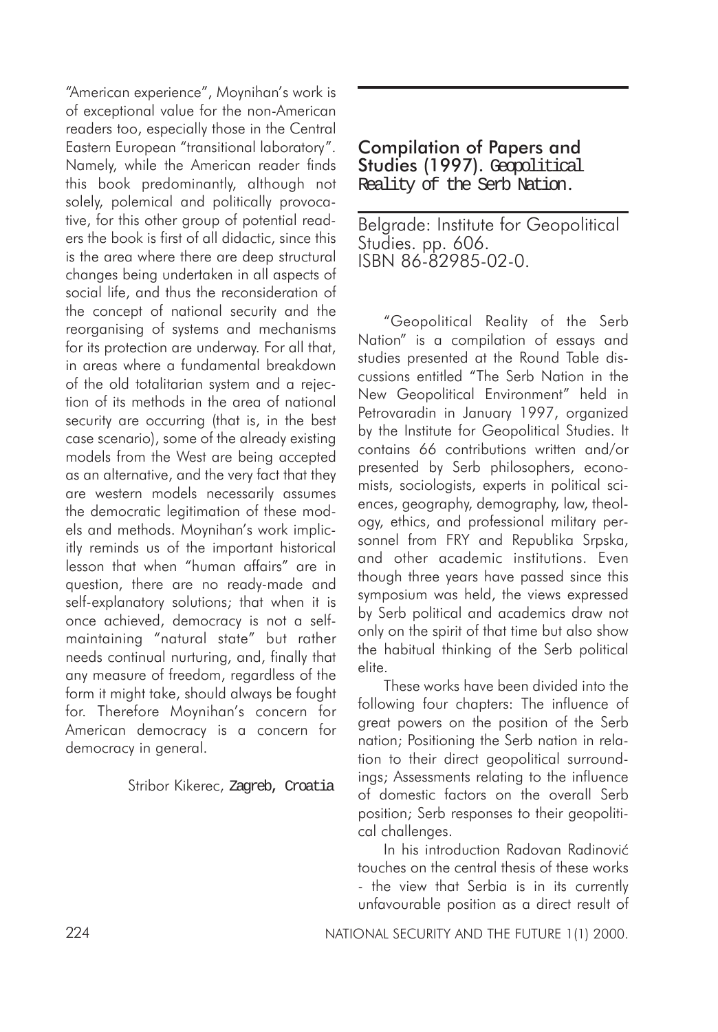"American experience", Moynihan's work is of exceptional value for the non-American readers too, especially those in the Central Eastern European "transitional laboratory". Namely, while the American reader finds this book predominantly, although not solely, polemical and politically provocative, for this other group of potential readers the book is first of all didactic, since this is the area where there are deep structural changes being undertaken in all aspects of social life, and thus the reconsideration of the concept of national security and the reorganising of systems and mechanisms for its protection are underway. For all that, in areas where a fundamental breakdown of the old totalitarian system and a rejection of its methods in the area of national security are occurring (that is, in the best case scenario), some of the already existing models from the West are being accepted as an alternative, and the very fact that they are western models necessarily assumes the democratic legitimation of these models and methods. Moynihan's work implicitly reminds us of the important historical lesson that when "human affairs" are in question, there are no ready-made and self-explanatory solutions; that when it is once achieved, democracy is not a self-maintaining "natural state" but rather needs continual nurturing, and, finally that any measure of freedom, regardless of the form it might take, should always be fought for. Therefore Moynihan's concern for American democracy is a concern for democracy in general.

Stribor Kikerec, Zagreb, Croatia

## Compilation of Papers and Studies (1997). *Geopolitical Reality of the Serb Nation.*

Belgrade: Institute for Geopolitical Studies. pp. 606.
ISBN 86-82985-02-0.

"Geopolitical Reality of the Serb Nation" is a compilation of essays and studies presented at the Round Table discussions entitled "The Serb Nation in the New Geopolitical Environment" held in Petrovaradin in January 1997, organized by the Institute for Geopolitical Studies. It contains 66 contributions written and/or presented by Serb philosophers, economists, sociologists, experts in political sciences, geography, demography, law, theology, ethics, and professional military personnel from FRY and Republika Srpska, and other academic institutions. Even though three years have passed since this symposium was held, the views expressed by Serb political and academics draw not only on the spirit of that time but also show the habitual thinking of the Serb political elite.

These works have been divided into the following four chapters: The influence of great powers on the position of the Serb nation; Positioning the Serb nation in relation to their direct geopolitical surroundings; Assessments relating to the influence of domestic factors on the overall Serb position; Serb responses to their geopolitical challenges.

In his introduction Radovan Radinović touches on the central thesis of these works - the view that Serbia is in its currently unfavourable position as a direct result of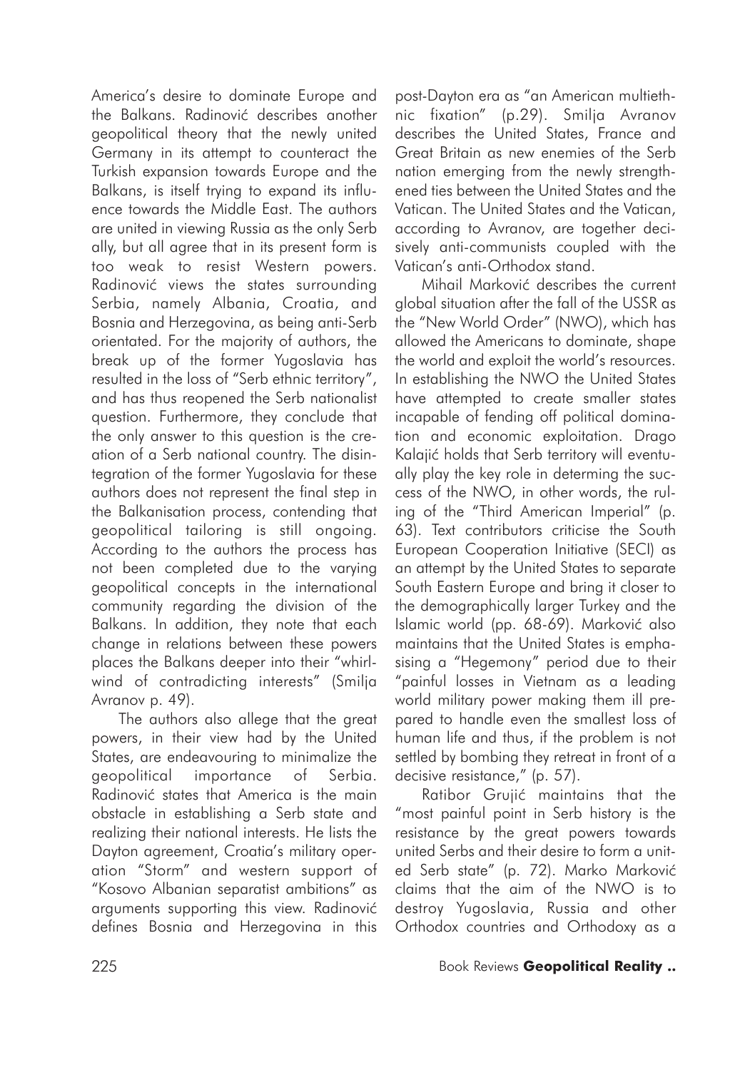America's desire to dominate Europe and the Balkans. Radinović describes another geopolitical theory that the newly united Germany in its attempt to counteract the Turkish expansion towards Europe and the Balkans, is itself trying to expand its influence towards the Middle East. The authors are united in viewing Russia as the only Serb ally, but all agree that in its present form is too weak to resist Western powers. Radinović views the states surrounding Serbia, namely Albania, Croatia, and Bosnia and Herzegovina, as being anti-Serb orientated. For the majority of authors, the break up of the former Yugoslavia has resulted in the loss of "Serb ethnic territory", and has thus reopened the Serb nationalist question. Furthermore, they conclude that the only answer to this question is the creation of a Serb national country. The disintegration of the former Yugoslavia for these authors does not represent the final step in the Balkanisation process, contending that geopolitical tailoring is still ongoing. According to the authors the process has not been completed due to the varying geopolitical concepts in the international community regarding the division of the Balkans. In addition, they note that each change in relations between these powers places the Balkans deeper into their "whirlwind of contradicting interests" (Smilja Avranov p. 49).

The authors also allege that the great powers, in their view had by the United States, are endeavouring to minimalize the geopolitical importance of Serbia. Radinović states that America is the main obstacle in establishing a Serb state and realizing their national interests. He lists the Dayton agreement, Croatia's military operation "Storm" and western support of "Kosovo Albanian separatist ambitions" as arguments supporting this view. Radinović defines Bosnia and Herzegovina in this post-Dayton era as "an American multiethnic fixation" (p.29). Smilja Avranov describes the United States, France and Great Britain as new enemies of the Serb nation emerging from the newly strengthened ties between the United States and the Vatican. The United States and the Vatican, according to Avranov, are together decisively anti-communists coupled with the Vatican's anti-Orthodox stand.

Mihail Marković describes the current global situation after the fall of the USSR as the "New World Order" (NWO), which has allowed the Americans to dominate, shape the world and exploit the world's resources. In establishing the NWO the United States have attempted to create smaller states incapable of fending off political domination and economic exploitation. Drago Kalajić holds that Serb territory will eventually play the key role in determing the success of the NWO, in other words, the ruling of the "Third American Imperial" (p. 63). Text contributors criticise the South European Cooperation Initiative (SECI) as an attempt by the United States to separate South Eastern Europe and bring it closer to the demographically larger Turkey and the Islamic world (pp. 68-69). Marković also maintains that the United States is emphasising a "Hegemony" period due to their "painful losses in Vietnam as a leading world military power making them ill prepared to handle even the smallest loss of human life and thus, if the problem is not settled by bombing they retreat in front of a decisive resistance," (p. 57).

Ratibor Grujić maintains that the "most painful point in Serb history is the resistance by the great powers towards united Serbs and their desire to form a united Serb state" (p. 72). Marko Marković claims that the aim of the NWO is to destroy Yugoslavia, Russia and other Orthodox countries and Orthodoxy as a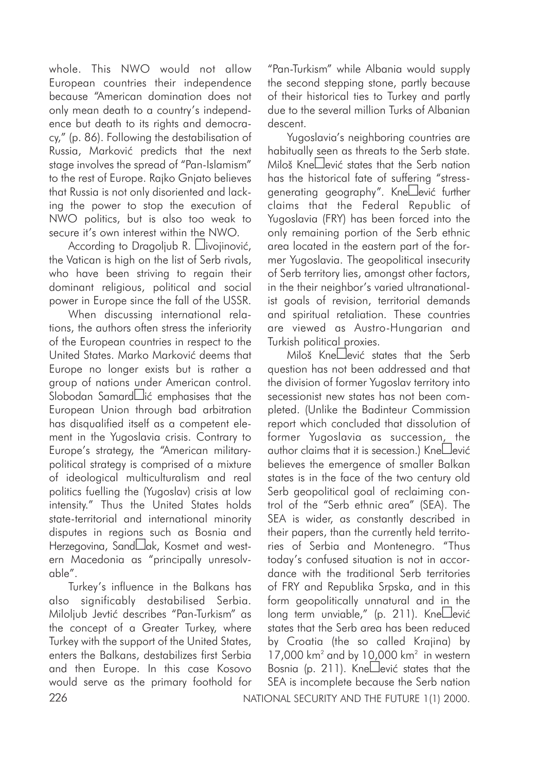whole. This NWO would not allow European countries their independence because "American domination does not only mean death to a country's independence but death to its rights and democracy," (p. 86). Following the destabilisation of Russia, Marković predicts that the next stage involves the spread of "Pan-Islamism" to the rest of Europe. Rajko Gnjato believes that Russia is not only disoriented and lacking the power to stop the execution of NWO politics, but is also too weak to secure it's own interest within the NWO.

According to Dragoljub R. □ivojinović, the Vatican is high on the list of Serb rivals, who have been striving to regain their dominant religious, political and social power in Europe since the fall of the USSR.

When discussing international relations, the authors often stress the inferiority of the European countries in respect to the United States. Marko Marković deems that Europe no longer exists but is rather a group of nations under American control. Slobodan Samard□ić emphasises that the European Union through bad arbitration has disqualified itself as a competent element in the Yugoslavia crisis. Contrary to Europe's strategy, the "American military-political strategy is comprised of a mixture of ideological multiculturalism and real politics fuelling the (Yugoslav) crisis at low intensity." Thus the United States holds state-territorial and international minority disputes in regions such as Bosnia and Herzegovina, Sand□ak, Kosmet and western Macedonia as "principally unresolvable".

Turkey's influence in the Balkans has also significably destabilised Serbia. Miloljub Jevtić describes "Pan-Turkism" as the concept of a Greater Turkey, where Turkey with the support of the United States, enters the Balkans, destabilizes first Serbia and then Europe. In this case Kosovo would serve as the primary foothold for "Pan-Turkism" while Albania would supply the second stepping stone, partly because of their historical ties to Turkey and partly due to the several million Turks of Albanian descent.

Yugoslavia's neighboring countries are habitually seen as threats to the Serb state. Miloš Kne□ević states that the Serb nation has the historical fate of suffering "stress-generating geography". Kne□ević further claims that the Federal Republic of Yugoslavia (FRY) has been forced into the only remaining portion of the Serb ethnic area located in the eastern part of the former Yugoslavia. The geopolitical insecurity of Serb territory lies, amongst other factors, in the their neighbor's varied ultranationalist goals of revision, territorial demands and spiritual retaliation. These countries are viewed as Austro-Hungarian and Turkish political proxies.

Miloš Kne□ević states that the Serb question has not been addressed and that the division of former Yugoslav territory into secessionist new states has not been completed. (Unlike the Badinteur Commission report which concluded that dissolution of former Yugoslavia as succession, the author claims that it is secession.) Kne□ević believes the emergence of smaller Balkan states is in the face of the two century old Serb geopolitical goal of reclaiming control of the "Serb ethnic area" (SEA). The SEA is wider, as constantly described in their papers, than the currently held territories of Serbia and Montenegro. "Thus today's confused situation is not in accordance with the traditional Serb territories of FRY and Republika Srpska, and in this form geopolitically unnatural and in the long term unviable," (p. 211). Kne□ević states that the Serb area has been reduced by Croatia (the so called Krajina) by 17,000 km$^2$ and by 10,000 km$^2$ in western Bosnia (p. 211). Kne□ević states that the SEA is incomplete because the Serb nation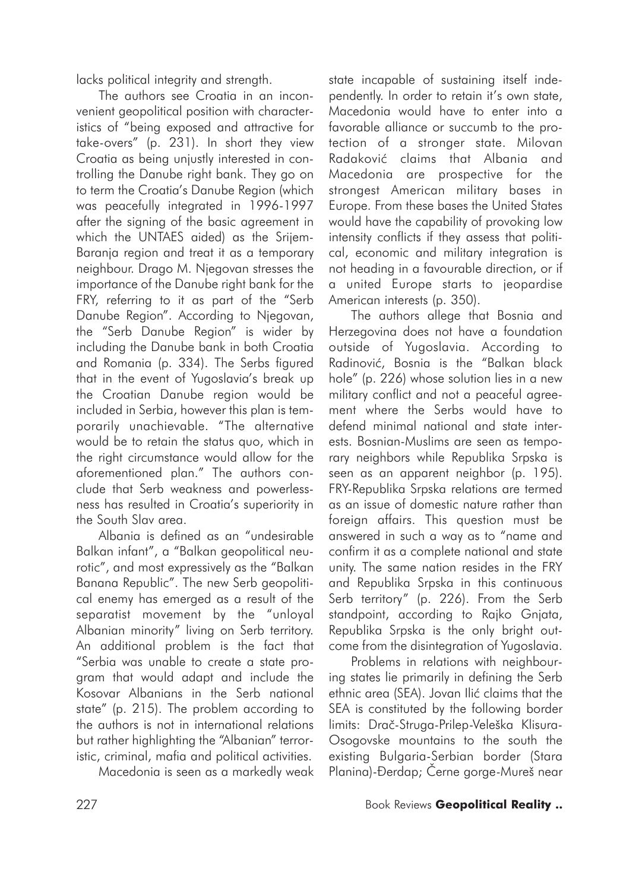lacks political integrity and strength.

The authors see Croatia in an inconvenient geopolitical position with characteristics of "being exposed and attractive for take-overs" (p. 231). In short they view Croatia as being unjustly interested in controlling the Danube right bank. They go on to term the Croatia's Danube Region (which was peacefully integrated in 1996-1997 after the signing of the basic agreement in which the UNTAES aided) as the Srijem-Baranja region and treat it as a temporary neighbour. Drago M. Njegovan stresses the importance of the Danube right bank for the FRY, referring to it as part of the "Serb Danube Region". According to Njegovan, the "Serb Danube Region" is wider by including the Danube bank in both Croatia and Romania (p. 334). The Serbs figured that in the event of Yugoslavia's break up the Croatian Danube region would be included in Serbia, however this plan is temporarily unachievable. "The alternative would be to retain the status quo, which in the right circumstance would allow for the aforementioned plan." The authors conclude that Serb weakness and powerlessness has resulted in Croatia's superiority in the South Slav area.

Albania is defined as an "undesirable Balkan infant", a "Balkan geopolitical neurotic", and most expressively as the "Balkan Banana Republic". The new Serb geopolitical enemy has emerged as a result of the separatist movement by the "unloyal Albanian minority" living on Serb territory. An additional problem is the fact that "Serbia was unable to create a state program that would adapt and include the Kosovar Albanians in the Serb national state" (p. 215). The problem according to the authors is not in international relations but rather highlighting the "Albanian" terroristic, criminal, mafia and political activities.

Macedonia is seen as a markedly weak state incapable of sustaining itself independently. In order to retain it's own state, Macedonia would have to enter into a favorable alliance or succumb to the protection of a stronger state. Milovan Radaković claims that Albania and Macedonia are prospective for the strongest American military bases in Europe. From these bases the United States would have the capability of provoking low intensity conflicts if they assess that political, economic and military integration is not heading in a favourable direction, or if a united Europe starts to jeopardise American interests (p. 350).

The authors allege that Bosnia and Herzegovina does not have a foundation outside of Yugoslavia. According to Radinović, Bosnia is the "Balkan black hole" (p. 226) whose solution lies in a new military conflict and not a peaceful agreement where the Serbs would have to defend minimal national and state interests. Bosnian-Muslims are seen as temporary neighbors while Republika Srpska is seen as an apparent neighbor (p. 195). FRY-Republika Srpska relations are termed as an issue of domestic nature rather than foreign affairs. This question must be answered in such a way as to "name and confirm it as a complete national and state unity. The same nation resides in the FRY and Republika Srpska in this continuous Serb territory" (p. 226). From the Serb standpoint, according to Rajko Gnjata, Republika Srpska is the only bright outcome from the disintegration of Yugoslavia.

Problems in relations with neighbouring states lie primarily in defining the Serb ethnic area (SEA). Jovan Ilić claims that the SEA is constituted by the following border limits: Drač-Struga-Prilep-Veleška Klisura-Osogovske mountains to the south the existing Bulgaria-Serbian border (Stara Planina)-Đerdap; Černe gorge-Mureš near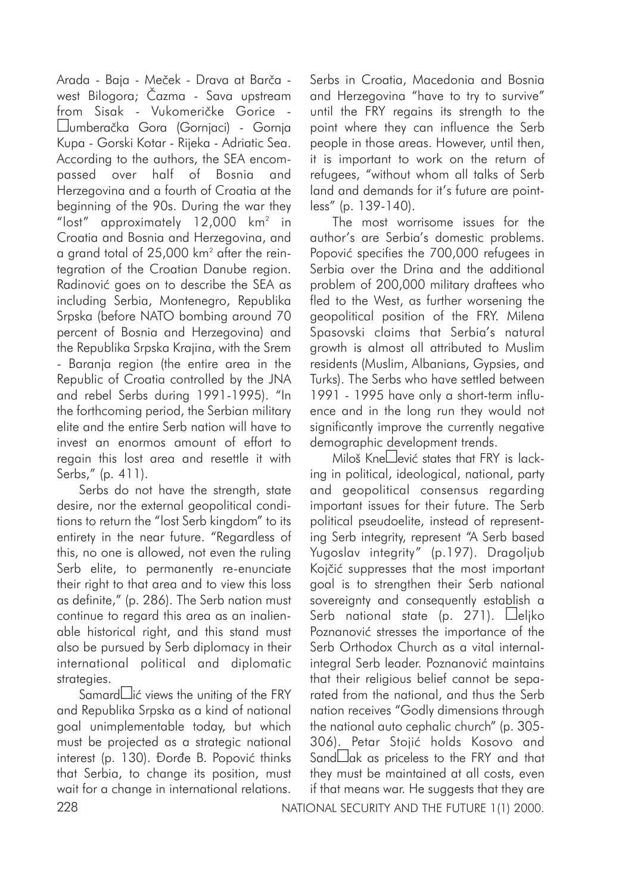Arada - Baja - Meček - Drava at Barča - west Bilogora; Čazma - Sava upstream from Sisak - Vukomeričke Gorice - □umberačka Gora (Gornjaci) - Gornja Kupa - Gorski Kotar - Rijeka - Adriatic Sea. According to the authors, the SEA encompassed over half of Bosnia and Herzegovina and a fourth of Croatia at the beginning of the 90s. During the war they "lost" approximately 12,000 km$^2$ in Croatia and Bosnia and Herzegovina, and a grand total of 25,000 km$^2$ after the reintegration of the Croatian Danube region. Radinović goes on to describe the SEA as including Serbia, Montenegro, Republika Srpska (before NATO bombing around 70 percent of Bosnia and Herzegovina) and the Republika Srpska Krajina, with the Srem - Baranja region (the entire area in the Republic of Croatia controlled by the JNA and rebel Serbs during 1991-1995). "In the forthcoming period, the Serbian military elite and the entire Serb nation will have to invest an enormos amount of effort to regain this lost area and resettle it with Serbs," (p. 411).

Serbs do not have the strength, state desire, nor the external geopolitical conditions to return the "lost Serb kingdom" to its entirety in the near future. "Regardless of this, no one is allowed, not even the ruling Serb elite, to permanently re-enunciate their right to that area and to view this loss as definite," (p. 286). The Serb nation must continue to regard this area as an inalienable historical right, and this stand must also be pursued by Serb diplomacy in their international political and diplomatic strategies.

Samard□ić views the uniting of the FRY and Republika Srpska as a kind of national goal unimplementable today, but which must be projected as a strategic national interest (p. 130). Đorđe B. Popović thinks that Serbia, to change its position, must wait for a change in international relations. Serbs in Croatia, Macedonia and Bosnia and Herzegovina "have to try to survive" until the FRY regains its strength to the point where they can influence the Serb people in those areas. However, until then, it is important to work on the return of refugees, "without whom all talks of Serb land and demands for it's future are pointless" (p. 139-140).

The most worrisome issues for the author's are Serbia's domestic problems. Popović specifies the 700,000 refugees in Serbia over the Drina and the additional problem of 200,000 military draftees who fled to the West, as further worsening the geopolitical position of the FRY. Milena Spasovski claims that Serbia's natural growth is almost all attributed to Muslim residents (Muslim, Albanians, Gypsies, and Turks). The Serbs who have settled between 1991 - 1995 have only a short-term influence and in the long run they would not significantly improve the currently negative demographic development trends.

Miloš Kne□ević states that FRY is lacking in political, ideological, national, party and geopolitical consensus regarding important issues for their future. The Serb political pseudoelite, instead of representing Serb integrity, represent "A Serb based Yugoslav integrity" (p.197). Dragoljub Kojčić suppresses that the most important goal is to strengthen their Serb national sovereignty and consequently establish a Serb national state (p. 271). □eljko Poznanović stresses the importance of the Serb Orthodox Church as a vital internal-integral Serb leader. Poznanović maintains that their religious belief cannot be separated from the national, and thus the Serb nation receives "Godly dimensions through the national auto cephalic church" (p. 305-306). Petar Stojić holds Kosovo and Sand□ak as priceless to the FRY and that they must be maintained at all costs, even if that means war. He suggests that they are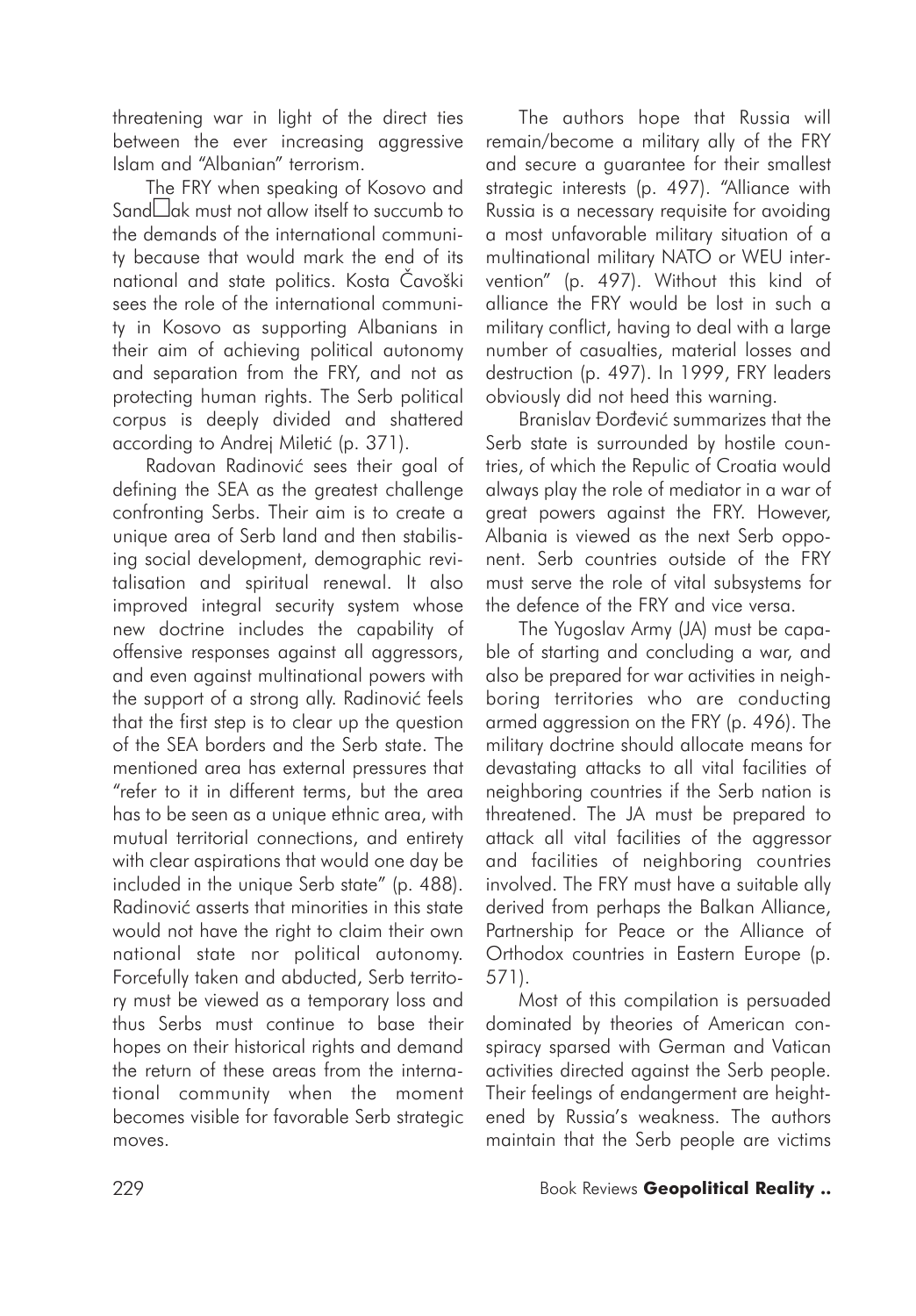threatening war in light of the direct ties between the ever increasing aggressive Islam and "Albanian" terrorism.

The FRY when speaking of Kosovo and Sand□ak must not allow itself to succumb to the demands of the international community because that would mark the end of its national and state politics. Kosta Čavoški sees the role of the international community in Kosovo as supporting Albanians in their aim of achieving political autonomy and separation from the FRY, and not as protecting human rights. The Serb political corpus is deeply divided and shattered according to Andrej Miletić (p. 371).

Radovan Radinović sees their goal of defining the SEA as the greatest challenge confronting Serbs. Their aim is to create a unique area of Serb land and then stabilising social development, demographic revitalisation and spiritual renewal. It also improved integral security system whose new doctrine includes the capability of offensive responses against all aggressors, and even against multinational powers with the support of a strong ally. Radinović feels that the first step is to clear up the question of the SEA borders and the Serb state. The mentioned area has external pressures that "refer to it in different terms, but the area has to be seen as a unique ethnic area, with mutual territorial connections, and entirety with clear aspirations that would one day be included in the unique Serb state" (p. 488). Radinović asserts that minorities in this state would not have the right to claim their own national state nor political autonomy. Forcefully taken and abducted, Serb territory must be viewed as a temporary loss and thus Serbs must continue to base their hopes on their historical rights and demand the return of these areas from the international community when the moment becomes visible for favorable Serb strategic moves.

The authors hope that Russia will remain/become a military ally of the FRY and secure a guarantee for their smallest strategic interests (p. 497). "Alliance with Russia is a necessary requisite for avoiding a most unfavorable military situation of a multinational military NATO or WEU intervention" (p. 497). Without this kind of alliance the FRY would be lost in such a military conflict, having to deal with a large number of casualties, material losses and destruction (p. 497). In 1999, FRY leaders obviously did not heed this warning.

Branislav Đorđević summarizes that the Serb state is surrounded by hostile countries, of which the Republic of Croatia would always play the role of mediator in a war of great powers against the FRY. However, Albania is viewed as the next Serb opponent. Serb countries outside of the FRY must serve the role of vital subsystems for the defence of the FRY and vice versa.

The Yugoslav Army (JA) must be capable of starting and concluding a war, and also be prepared for war activities in neighboring territories who are conducting armed aggression on the FRY (p. 496). The military doctrine should allocate means for devastating attacks to all vital facilities of neighboring countries if the Serb nation is threatened. The JA must be prepared to attack all vital facilities of the aggressor and facilities of neighboring countries involved. The FRY must have a suitable ally derived from perhaps the Balkan Alliance, Partnership for Peace or the Alliance of Orthodox countries in Eastern Europe (p. 571).

Most of this compilation is persuaded dominated by theories of American conspiracy sparsed with German and Vatican activities directed against the Serb people. Their feelings of endangerment are heightened by Russia's weakness. The authors maintain that the Serb people are victims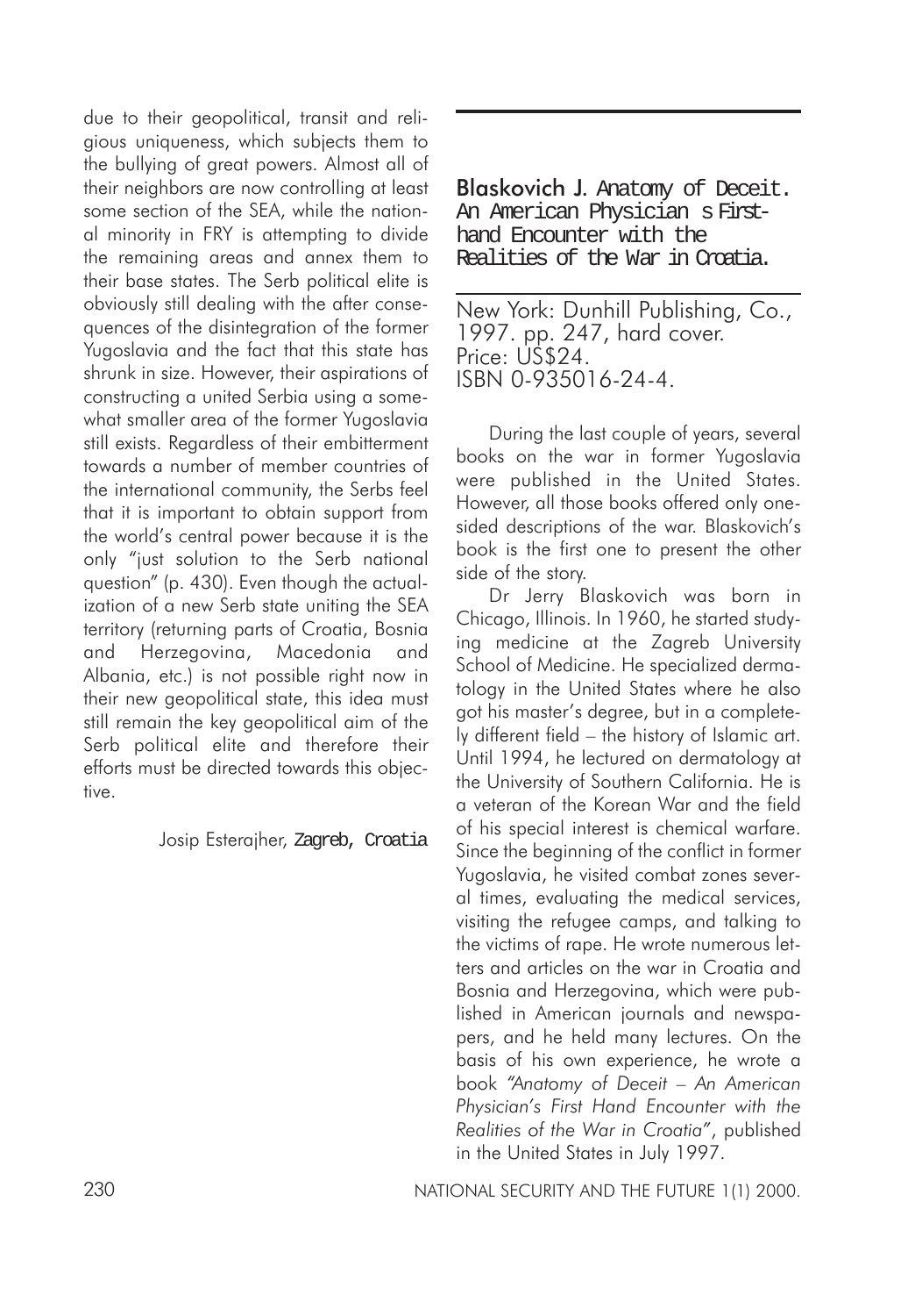due to their geopolitical, transit and religious uniqueness, which subjects them to the bullying of great powers. Almost all of their neighbors are now controlling at least some section of the SEA, while the national minority in FRY is attempting to divide the remaining areas and annex them to their base states. The Serb political elite is obviously still dealing with the after consequences of the disintegration of the former Yugoslavia and the fact that this state has shrunk in size. However, their aspirations of constructing a united Serbia using a somewhat smaller area of the former Yugoslavia still exists. Regardless of their embitterment towards a number of member countries of the international community, the Serbs feel that it is important to obtain support from the world's central power because it is the only "just solution to the Serb national question" (p. 430). Even though the actualization of a new Serb state uniting the SEA territory (returning parts of Croatia, Bosnia and Herzegovina, Macedonia and Albania, etc.) is not possible right now in their new geopolitical state, this idea must still remain the key geopolitical aim of the Serb political elite and therefore their efforts must be directed towards this objective.

Josip Esterajher, Zagreb, Croatia

---

**Blaskovich J. Anatomy of Deceit. An American Physician s First-hand Encounter with the Realities of the War in Croatia.**

New York: Dunhill Publishing, Co., 1997. pp. 247, hard cover.
Price: US$24.
ISBN 0-935016-24-4.

During the last couple of years, several books on the war in former Yugoslavia were published in the United States. However, all those books offered only one-sided descriptions of the war. Blaskovich's book is the first one to present the other side of the story.

Dr Jerry Blaskovich was born in Chicago, Illinois. In 1960, he started studying medicine at the Zagreb University School of Medicine. He specialized dermatology in the United States where he also got his master's degree, but in a completely different field – the history of Islamic art. Until 1994, he lectured on dermatology at the University of Southern California. He is a veteran of the Korean War and the field of his special interest is chemical warfare. Since the beginning of the conflict in former Yugoslavia, he visited combat zones several times, evaluating the medical services, visiting the refugee camps, and talking to the victims of rape. He wrote numerous letters and articles on the war in Croatia and Bosnia and Herzegovina, which were published in American journals and newspapers, and he held many lectures. On the basis of his own experience, he wrote a book *"Anatomy of Deceit – An American Physician's First Hand Encounter with the Realities of the War in Croatia"*, published in the United States in July 1997.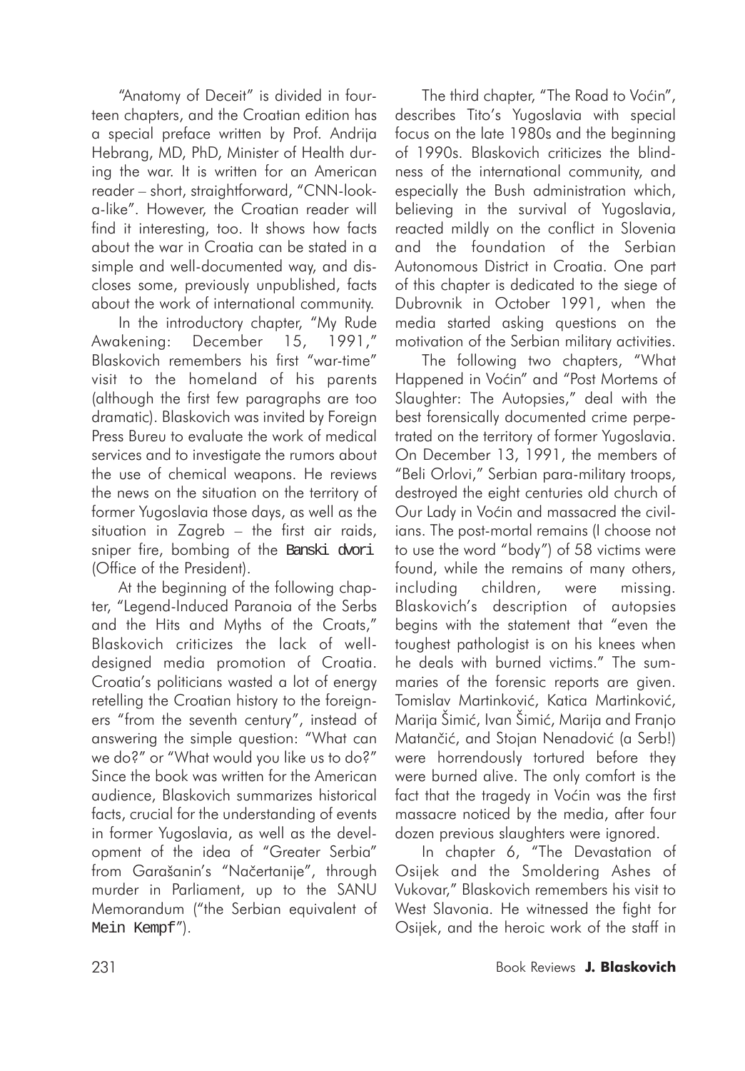"Anatomy of Deceit" is divided in fourteen chapters, and the Croatian edition has a special preface written by Prof. Andrija Hebrang, MD, PhD, Minister of Health during the war. It is written for an American reader – short, straightforward, "CNN-look-a-like". However, the Croatian reader will find it interesting, too. It shows how facts about the war in Croatia can be stated in a simple and well-documented way, and discloses some, previously unpublished, facts about the work of international community.

In the introductory chapter, "My Rude Awakening: December 15, 1991," Blaskovich remembers his first "war-time" visit to the homeland of his parents (although the first few paragraphs are too dramatic). Blaskovich was invited by Foreign Press Bureu to evaluate the work of medical services and to investigate the rumors about the use of chemical weapons. He reviews the news on the situation on the territory of former Yugoslavia those days, as well as the situation in Zagreb – the first air raids, sniper fire, bombing of the Banski dvori (Office of the President).

At the beginning of the following chapter, "Legend-Induced Paranoia of the Serbs and the Hits and Myths of the Croats," Blaskovich criticizes the lack of well-designed media promotion of Croatia. Croatia's politicians wasted a lot of energy retelling the Croatian history to the foreigners "from the seventh century", instead of answering the simple question: "What can we do?" or "What would you like us to do?" Since the book was written for the American audience, Blaskovich summarizes historical facts, crucial for the understanding of events in former Yugoslavia, as well as the development of the idea of "Greater Serbia" from Garašanin's "Načertanije", through murder in Parliament, up to the SANU Memorandum ("the Serbian equivalent of Mein Kempf").

The third chapter, "The Road to Voćin", describes Tito's Yugoslavia with special focus on the late 1980s and the beginning of 1990s. Blaskovich criticizes the blindness of the international community, and especially the Bush administration which, believing in the survival of Yugoslavia, reacted mildly on the conflict in Slovenia and the foundation of the Serbian Autonomous District in Croatia. One part of this chapter is dedicated to the siege of Dubrovnik in October 1991, when the media started asking questions on the motivation of the Serbian military activities.

The following two chapters, "What Happened in Voćin" and "Post Mortems of Slaughter: The Autopsies," deal with the best forensically documented crime perpetrated on the territory of former Yugoslavia. On December 13, 1991, the members of "Beli Orlovi," Serbian para-military troops, destroyed the eight centuries old church of Our Lady in Voćin and massacred the civilians. The post-mortal remains (I choose not to use the word "body") of 58 victims were found, while the remains of many others, including children, were missing. Blaskovich's description of autopsies begins with the statement that "even the toughest pathologist is on his knees when he deals with burned victims." The summaries of the forensic reports are given. Tomislav Martinković, Katica Martinković, Marija Šimić, Ivan Šimić, Marija and Franjo Matančić, and Stojan Nenadović (a Serb!) were horrendously tortured before they were burned alive. The only comfort is the fact that the tragedy in Voćin was the first massacre noticed by the media, after four dozen previous slaughters were ignored.

In chapter 6, "The Devastation of Osijek and the Smoldering Ashes of Vukovar," Blaskovich remembers his visit to West Slavonia. He witnessed the fight for Osijek, and the heroic work of the staff in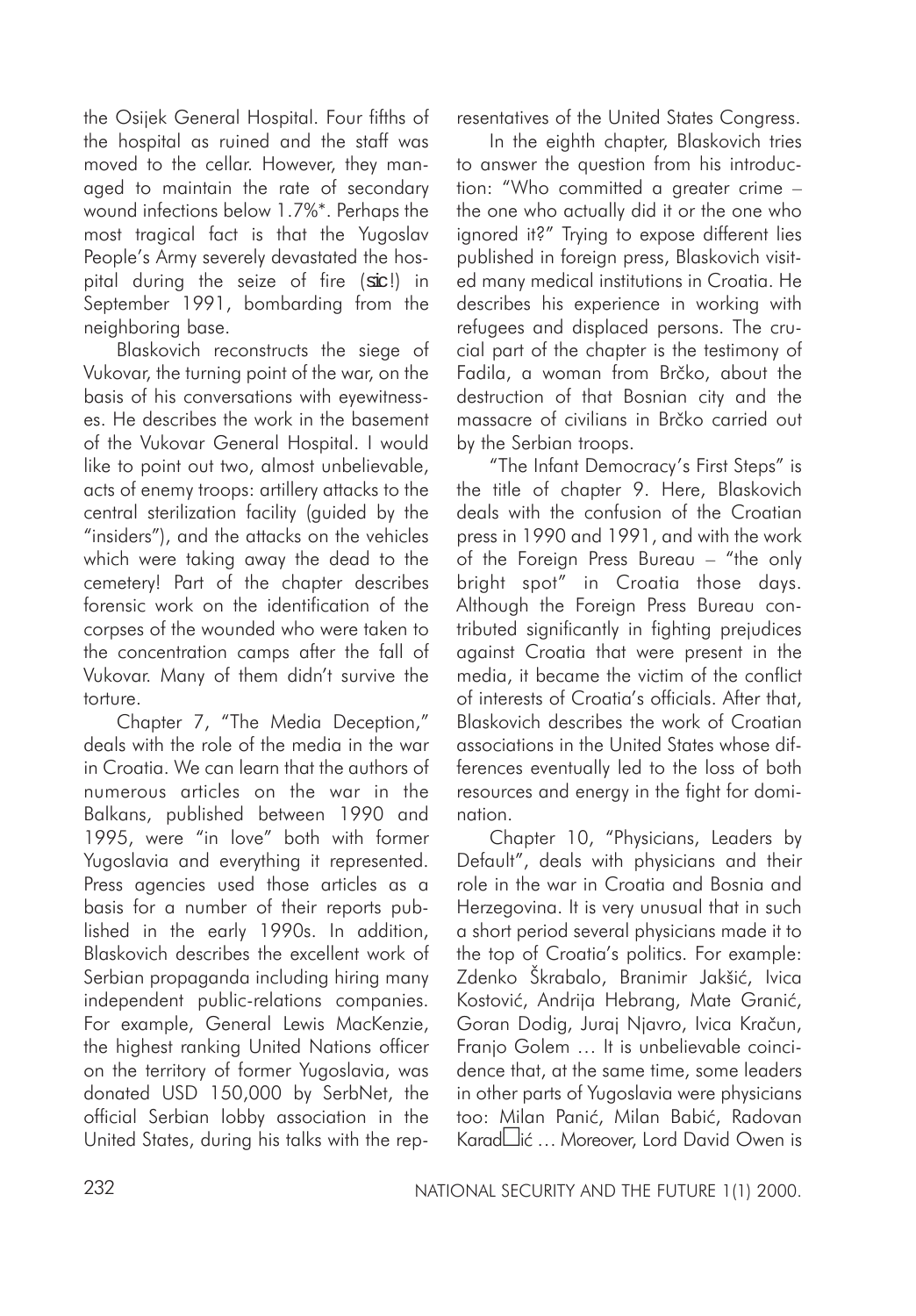the Osijek General Hospital. Four fifths of the hospital as ruined and the staff was moved to the cellar. However, they managed to maintain the rate of secondary wound infections below 1.7%*. Perhaps the most tragical fact is that the Yugoslav People's Army severely devastated the hospital during the seize of fire (*sic*!) in September 1991, bombarding from the neighboring base.

Blaskovich reconstructs the siege of Vukovar, the turning point of the war, on the basis of his conversations with eyewitnesses. He describes the work in the basement of the Vukovar General Hospital. I would like to point out two, almost unbelievable, acts of enemy troops: artillery attacks to the central sterilization facility (guided by the "insiders"), and the attacks on the vehicles which were taking away the dead to the cemetery! Part of the chapter describes forensic work on the identification of the corpses of the wounded who were taken to the concentration camps after the fall of Vukovar. Many of them didn't survive the torture.

Chapter 7, "The Media Deception," deals with the role of the media in the war in Croatia. We can learn that the authors of numerous articles on the war in the Balkans, published between 1990 and 1995, were "in love" both with former Yugoslavia and everything it represented. Press agencies used those articles as a basis for a number of their reports published in the early 1990s. In addition, Blaskovich describes the excellent work of Serbian propaganda including hiring many independent public-relations companies. For example, General Lewis MacKenzie, the highest ranking United Nations officer on the territory of former Yugoslavia, was donated USD 150,000 by SerbNet, the official Serbian lobby association in the United States, during his talks with the representatives of the United States Congress.

In the eighth chapter, Blaskovich tries to answer the question from his introduction: "Who committed a greater crime – the one who actually did it or the one who ignored it?" Trying to expose different lies published in foreign press, Blaskovich visited many medical institutions in Croatia. He describes his experience in working with refugees and displaced persons. The crucial part of the chapter is the testimony of Fadila, a woman from Brčko, about the destruction of that Bosnian city and the massacre of civilians in Brčko carried out by the Serbian troops.

"The Infant Democracy's First Steps" is the title of chapter 9. Here, Blaskovich deals with the confusion of the Croatian press in 1990 and 1991, and with the work of the Foreign Press Bureau – "the only bright spot" in Croatia those days. Although the Foreign Press Bureau contributed significantly in fighting prejudices against Croatia that were present in the media, it became the victim of the conflict of interests of Croatia's officials. After that, Blaskovich describes the work of Croatian associations in the United States whose differences eventually led to the loss of both resources and energy in the fight for domination.

Chapter 10, "Physicians, Leaders by Default", deals with physicians and their role in the war in Croatia and Bosnia and Herzegovina. It is very unusual that in such a short period several physicians made it to the top of Croatia's politics. For example: Zdenko Škrabalo, Branimir Jakšić, Ivica Kostović, Andrija Hebrang, Mate Granić, Goran Dodig, Juraj Njavro, Ivica Kračun, Franjo Golem … It is unbelievable coincidence that, at the same time, some leaders in other parts of Yugoslavia were physicians too: Milan Panić, Milan Babić, Radovan Karadžić … Moreover, Lord David Owen is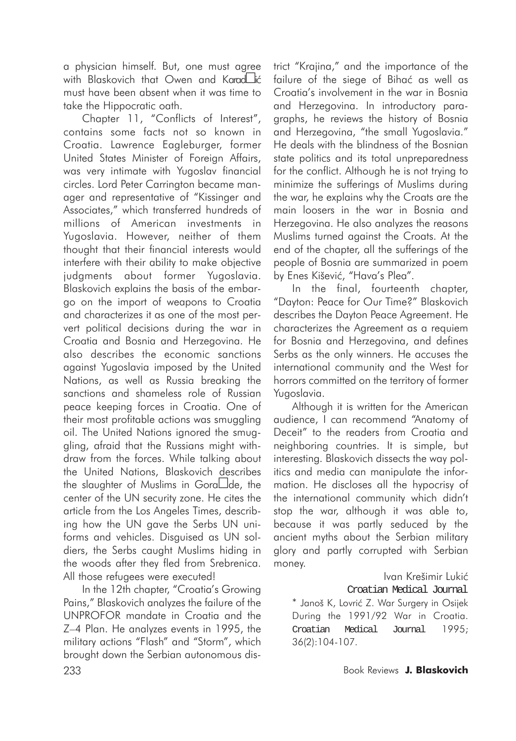a physician himself. But, one must agree with Blaskovich that Owen and Karad□ić must have been absent when it was time to take the Hippocratic oath.

Chapter 11, "Conflicts of Interest", contains some facts not so known in Croatia. Lawrence Eagleburger, former United States Minister of Foreign Affairs, was very intimate with Yugoslav financial circles. Lord Peter Carrington became manager and representative of "Kissinger and Associates," which transferred hundreds of millions of American investments in Yugoslavia. However, neither of them thought that their financial interests would interfere with their ability to make objective judgments about former Yugoslavia. Blaskovich explains the basis of the embargo on the import of weapons to Croatia and characterizes it as one of the most pervert political decisions during the war in Croatia and Bosnia and Herzegovina. He also describes the economic sanctions against Yugoslavia imposed by the United Nations, as well as Russia breaking the sanctions and shameless role of Russian peace keeping forces in Croatia. One of their most profitable actions was smuggling oil. The United Nations ignored the smuggling, afraid that the Russians might withdraw from the forces. While talking about the United Nations, Blaskovich describes the slaughter of Muslims in Gora□de, the center of the UN security zone. He cites the article from the Los Angeles Times, describing how the UN gave the Serbs UN uniforms and vehicles. Disguised as UN soldiers, the Serbs caught Muslims hiding in the woods after they fled from Srebrenica. All those refugees were executed!

In the 12th chapter, "Croatia's Growing Pains," Blaskovich analyzes the failure of the UNPROFOR mandate in Croatia and the Z–4 Plan. He analyzes events in 1995, the military actions "Flash" and "Storm", which brought down the Serbian autonomous district "Krajina," and the importance of the failure of the siege of Bihać as well as Croatia's involvement in the war in Bosnia and Herzegovina. In introductory paragraphs, he reviews the history of Bosnia and Herzegovina, "the small Yugoslavia." He deals with the blindness of the Bosnian state politics and its total unpreparedness for the conflict. Although he is not trying to minimize the sufferings of Muslims during the war, he explains why the Croats are the main loosers in the war in Bosnia and Herzegovina. He also analyzes the reasons Muslims turned against the Croats. At the end of the chapter, all the sufferings of the people of Bosnia are summarized in poem by Enes Kišević, "Hava's Plea".

In the final, fourteenth chapter, "Dayton: Peace for Our Time?" Blaskovich describes the Dayton Peace Agreement. He characterizes the Agreement as a requiem for Bosnia and Herzegovina, and defines Serbs as the only winners. He accuses the international community and the West for horrors committed on the territory of former Yugoslavia.

Although it is written for the American audience, I can recommend "Anatomy of Deceit" to the readers from Croatia and neighboring countries. It is simple, but interesting. Blaskovich dissects the way politics and media can manipulate the information. He discloses all the hypocrisy of the international community which didn't stop the war, although it was able to, because it was partly seduced by the ancient myths about the Serbian military glory and partly corrupted with Serbian money.

Ivan Krešimir Lukić

*Croatian Medical Journal*

* Janoš K, Lovrić Z. War Surgery in Osijek During the 1991/92 War in Croatia. Croatian Medical Journal 1995; 36(2):104-107.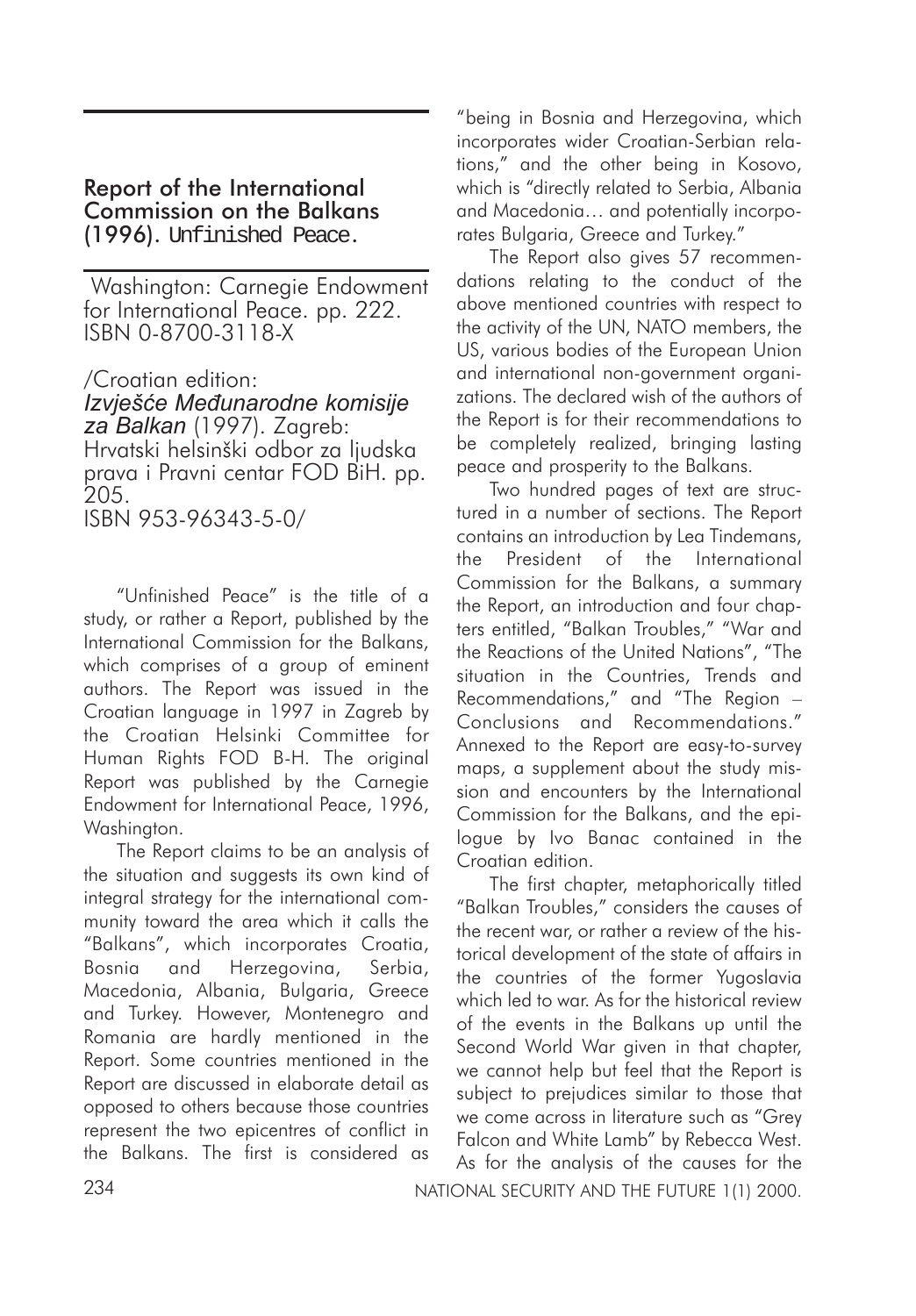## Report of the International Commission on the Balkans (1996). *Unfinished Peace.*

Washington: Carnegie Endowment for International Peace. pp. 222. ISBN 0-8700-3118-X

/Croatian edition:
*Izvješće Međunarodne komisije za Balkan* (1997). Zagreb: Hrvatski helsinški odbor za ljudska prava i Pravni centar FOD BiH. pp. 205.
ISBN 953-96343-5-0/

"Unfinished Peace" is the title of a study, or rather a Report, published by the International Commission for the Balkans, which comprises of a group of eminent authors. The Report was issued in the Croatian language in 1997 in Zagreb by the Croatian Helsinki Committee for Human Rights FOD B-H. The original Report was published by the Carnegie Endowment for International Peace, 1996, Washington.

The Report claims to be an analysis of the situation and suggests its own kind of integral strategy for the international community toward the area which it calls the "Balkans", which incorporates Croatia, Bosnia and Herzegovina, Serbia, Macedonia, Albania, Bulgaria, Greece and Turkey. However, Montenegro and Romania are hardly mentioned in the Report. Some countries mentioned in the Report are discussed in elaborate detail as opposed to others because those countries represent the two epicentres of conflict in the Balkans. The first is considered as "being in Bosnia and Herzegovina, which incorporates wider Croatian-Serbian relations," and the other being in Kosovo, which is "directly related to Serbia, Albania and Macedonia… and potentially incorporates Bulgaria, Greece and Turkey."

The Report also gives 57 recommendations relating to the conduct of the above mentioned countries with respect to the activity of the UN, NATO members, the US, various bodies of the European Union and international non-government organizations. The declared wish of the authors of the Report is for their recommendations to be completely realized, bringing lasting peace and prosperity to the Balkans.

Two hundred pages of text are structured in a number of sections. The Report contains an introduction by Lea Tindemans, the President of the International Commission for the Balkans, a summary the Report, an introduction and four chapters entitled, "Balkan Troubles," "War and the Reactions of the United Nations", "The situation in the Countries, Trends and Recommendations," and "The Region – Conclusions and Recommendations." Annexed to the Report are easy-to-survey maps, a supplement about the study mission and encounters by the International Commission for the Balkans, and the epilogue by Ivo Banac contained in the Croatian edition.

The first chapter, metaphorically titled "Balkan Troubles," considers the causes of the recent war, or rather a review of the historical development of the state of affairs in the countries of the former Yugoslavia which led to war. As for the historical review of the events in the Balkans up until the Second World War given in that chapter, we cannot help but feel that the Report is subject to prejudices similar to those that we come across in literature such as "Grey Falcon and White Lamb" by Rebecca West. As for the analysis of the causes for the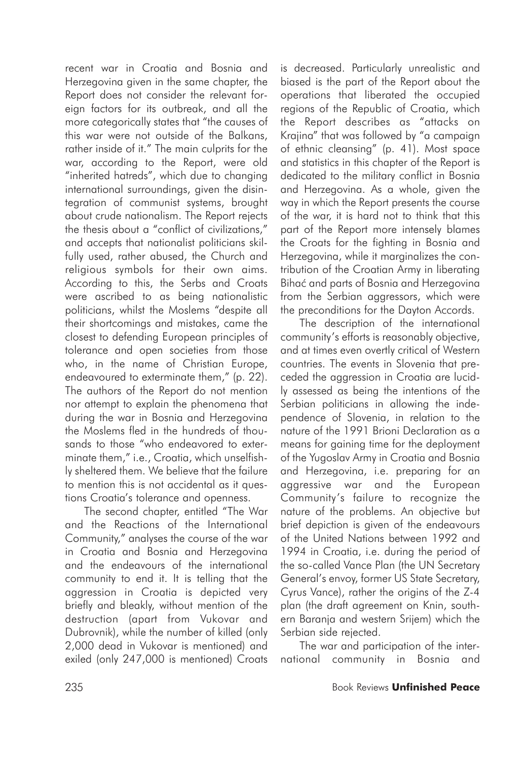recent war in Croatia and Bosnia and Herzegovina given in the same chapter, the Report does not consider the relevant foreign factors for its outbreak, and all the more categorically states that "the causes of this war were not outside of the Balkans, rather inside of it." The main culprits for the war, according to the Report, were old "inherited hatreds", which due to changing international surroundings, given the disintegration of communist systems, brought about crude nationalism. The Report rejects the thesis about a "conflict of civilizations," and accepts that nationalist politicians skilfully used, rather abused, the Church and religious symbols for their own aims. According to this, the Serbs and Croats were ascribed to as being nationalistic politicians, whilst the Moslems "despite all their shortcomings and mistakes, came the closest to defending European principles of tolerance and open societies from those who, in the name of Christian Europe, endeavoured to exterminate them," (p. 22). The authors of the Report do not mention nor attempt to explain the phenomena that during the war in Bosnia and Herzegovina the Moslems fled in the hundreds of thousands to those "who endeavored to exterminate them," i.e., Croatia, which unselfishly sheltered them. We believe that the failure to mention this is not accidental as it questions Croatia's tolerance and openness.

The second chapter, entitled "The War and the Reactions of the International Community," analyses the course of the war in Croatia and Bosnia and Herzegovina and the endeavours of the international community to end it. It is telling that the aggression in Croatia is depicted very briefly and bleakly, without mention of the destruction (apart from Vukovar and Dubrovnik), while the number of killed (only 2,000 dead in Vukovar is mentioned) and exiled (only 247,000 is mentioned) Croats is decreased. Particularly unrealistic and biased is the part of the Report about the operations that liberated the occupied regions of the Republic of Croatia, which the Report describes as "attacks on Krajina" that was followed by "a campaign of ethnic cleansing" (p. 41). Most space and statistics in this chapter of the Report is dedicated to the military conflict in Bosnia and Herzegovina. As a whole, given the way in which the Report presents the course of the war, it is hard not to think that this part of the Report more intensely blames the Croats for the fighting in Bosnia and Herzegovina, while it marginalizes the contribution of the Croatian Army in liberating Bihać and parts of Bosnia and Herzegovina from the Serbian aggressors, which were the preconditions for the Dayton Accords.

The description of the international community's efforts is reasonably objective, and at times even overtly critical of Western countries. The events in Slovenia that preceded the aggression in Croatia are lucidly assessed as being the intentions of the Serbian politicians in allowing the independence of Slovenia, in relation to the nature of the 1991 Brioni Declaration as a means for gaining time for the deployment of the Yugoslav Army in Croatia and Bosnia and Herzegovina, i.e. preparing for an aggressive war and the European Community's failure to recognize the nature of the problems. An objective but brief depiction is given of the endeavours of the United Nations between 1992 and 1994 in Croatia, i.e. during the period of the so-called Vance Plan (the UN Secretary General's envoy, former US State Secretary, Cyrus Vance), rather the origins of the Z-4 plan (the draft agreement on Knin, southern Baranja and western Srijem) which the Serbian side rejected.

The war and participation of the international community in Bosnia and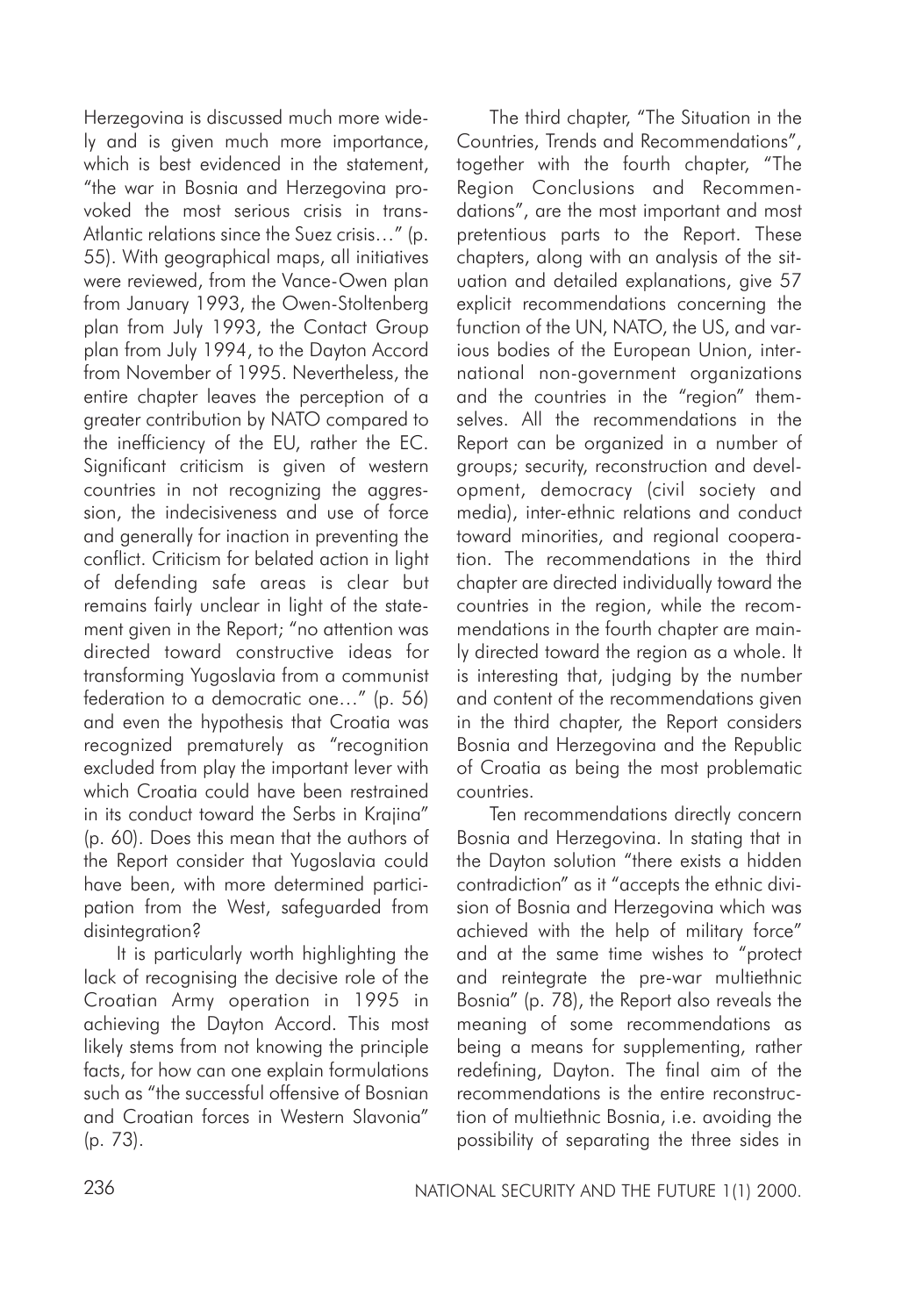Herzegovina is discussed much more widely and is given much more importance, which is best evidenced in the statement, "the war in Bosnia and Herzegovina provoked the most serious crisis in trans-Atlantic relations since the Suez crisis…" (p. 55). With geographical maps, all initiatives were reviewed, from the Vance-Owen plan from January 1993, the Owen-Stoltenberg plan from July 1993, the Contact Group plan from July 1994, to the Dayton Accord from November of 1995. Nevertheless, the entire chapter leaves the perception of a greater contribution by NATO compared to the inefficiency of the EU, rather the EC. Significant criticism is given of western countries in not recognizing the aggression, the indecisiveness and use of force and generally for inaction in preventing the conflict. Criticism for belated action in light of defending safe areas is clear but remains fairly unclear in light of the statement given in the Report; "no attention was directed toward constructive ideas for transforming Yugoslavia from a communist federation to a democratic one…" (p. 56) and even the hypothesis that Croatia was recognized prematurely as "recognition excluded from play the important lever with which Croatia could have been restrained in its conduct toward the Serbs in Krajina" (p. 60). Does this mean that the authors of the Report consider that Yugoslavia could have been, with more determined participation from the West, safeguarded from disintegration?

It is particularly worth highlighting the lack of recognising the decisive role of the Croatian Army operation in 1995 in achieving the Dayton Accord. This most likely stems from not knowing the principle facts, for how can one explain formulations such as "the successful offensive of Bosnian and Croatian forces in Western Slavonia" (p. 73).

The third chapter, "The Situation in the Countries, Trends and Recommendations", together with the fourth chapter, "The Region Conclusions and Recommendations", are the most important and most pretentious parts to the Report. These chapters, along with an analysis of the situation and detailed explanations, give 57 explicit recommendations concerning the function of the UN, NATO, the US, and various bodies of the European Union, international non-government organizations and the countries in the "region" themselves. All the recommendations in the Report can be organized in a number of groups; security, reconstruction and development, democracy (civil society and media), inter-ethnic relations and conduct toward minorities, and regional cooperation. The recommendations in the third chapter are directed individually toward the countries in the region, while the recommendations in the fourth chapter are mainly directed toward the region as a whole. It is interesting that, judging by the number and content of the recommendations given in the third chapter, the Report considers Bosnia and Herzegovina and the Republic of Croatia as being the most problematic countries.

Ten recommendations directly concern Bosnia and Herzegovina. In stating that in the Dayton solution "there exists a hidden contradiction" as it "accepts the ethnic division of Bosnia and Herzegovina which was achieved with the help of military force" and at the same time wishes to "protect and reintegrate the pre-war multiethnic Bosnia" (p. 78), the Report also reveals the meaning of some recommendations as being a means for supplementing, rather redefining, Dayton. The final aim of the recommendations is the entire reconstruction of multiethnic Bosnia, i.e. avoiding the possibility of separating the three sides in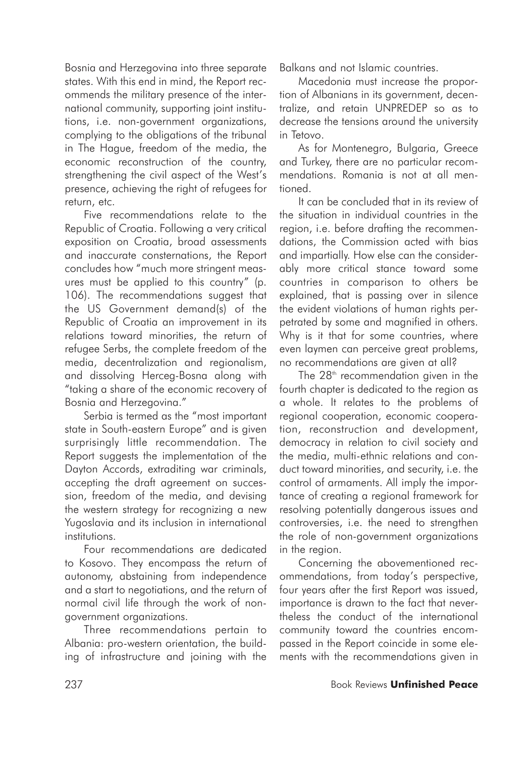Bosnia and Herzegovina into three separate states. With this end in mind, the Report recommends the military presence of the international community, supporting joint institutions, i.e. non-government organizations, complying to the obligations of the tribunal in The Hague, freedom of the media, the economic reconstruction of the country, strengthening the civil aspect of the West's presence, achieving the right of refugees for return, etc.

Five recommendations relate to the Republic of Croatia. Following a very critical exposition on Croatia, broad assessments and inaccurate consternations, the Report concludes how "much more stringent measures must be applied to this country" (p. 106). The recommendations suggest that the US Government demand(s) of the Republic of Croatia an improvement in its relations toward minorities, the return of refugee Serbs, the complete freedom of the media, decentralization and regionalism, and dissolving Herceg-Bosna along with "taking a share of the economic recovery of Bosnia and Herzegovina."

Serbia is termed as the "most important state in South-eastern Europe" and is given surprisingly little recommendation. The Report suggests the implementation of the Dayton Accords, extraditing war criminals, accepting the draft agreement on succession, freedom of the media, and devising the western strategy for recognizing a new Yugoslavia and its inclusion in international institutions.

Four recommendations are dedicated to Kosovo. They encompass the return of autonomy, abstaining from independence and a start to negotiations, and the return of normal civil life through the work of non-government organizations.

Three recommendations pertain to Albania: pro-western orientation, the building of infrastructure and joining with the Balkans and not Islamic countries.

Macedonia must increase the proportion of Albanians in its government, decentralize, and retain UNPREDEP so as to decrease the tensions around the university in Tetovo.

As for Montenegro, Bulgaria, Greece and Turkey, there are no particular recommendations. Romania is not at all mentioned.

It can be concluded that in its review of the situation in individual countries in the region, i.e. before drafting the recommendations, the Commission acted with bias and impartially. How else can the considerably more critical stance toward some countries in comparison to others be explained, that is passing over in silence the evident violations of human rights perpetrated by some and magnified in others. Why is it that for some countries, where even laymen can perceive great problems, no recommendations are given at all?

The 28th recommendation given in the fourth chapter is dedicated to the region as a whole. It relates to the problems of regional cooperation, economic cooperation, reconstruction and development, democracy in relation to civil society and the media, multi-ethnic relations and conduct toward minorities, and security, i.e. the control of armaments. All imply the importance of creating a regional framework for resolving potentially dangerous issues and controversies, i.e. the need to strengthen the role of non-government organizations in the region.

Concerning the abovementioned recommendations, from today's perspective, four years after the first Report was issued, importance is drawn to the fact that nevertheless the conduct of the international community toward the countries encompassed in the Report coincide in some elements with the recommendations given in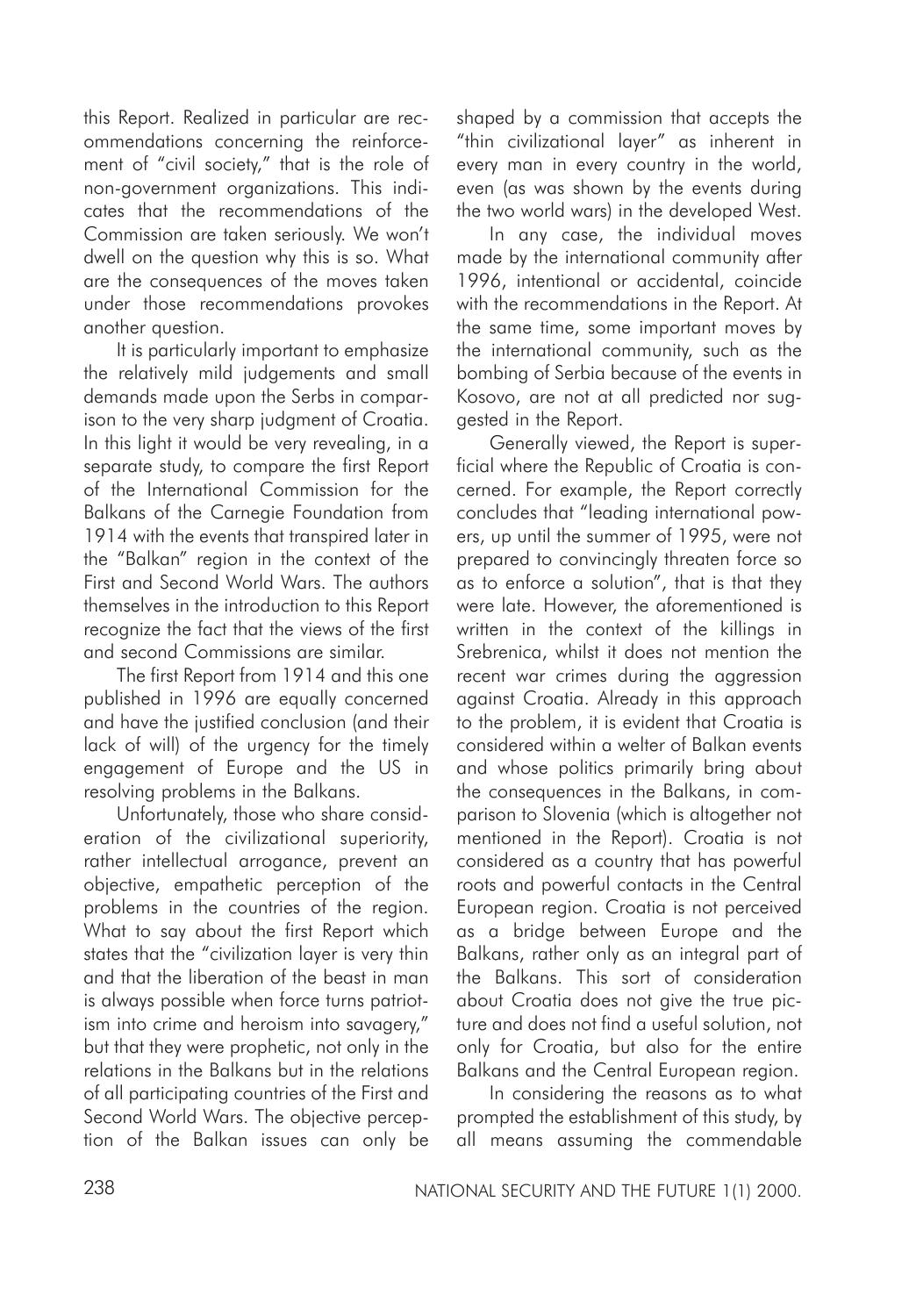this Report. Realized in particular are recommendations concerning the reinforcement of "civil society," that is the role of non-government organizations. This indicates that the recommendations of the Commission are taken seriously. We won't dwell on the question why this is so. What are the consequences of the moves taken under those recommendations provokes another question.

It is particularly important to emphasize the relatively mild judgements and small demands made upon the Serbs in comparison to the very sharp judgment of Croatia. In this light it would be very revealing, in a separate study, to compare the first Report of the International Commission for the Balkans of the Carnegie Foundation from 1914 with the events that transpired later in the "Balkan" region in the context of the First and Second World Wars. The authors themselves in the introduction to this Report recognize the fact that the views of the first and second Commissions are similar.

The first Report from 1914 and this one published in 1996 are equally concerned and have the justified conclusion (and their lack of will) of the urgency for the timely engagement of Europe and the US in resolving problems in the Balkans.

Unfortunately, those who share consideration of the civilizational superiority, rather intellectual arrogance, prevent an objective, empathetic perception of the problems in the countries of the region. What to say about the first Report which states that the "civilization layer is very thin and that the liberation of the beast in man is always possible when force turns patriotism into crime and heroism into savagery," but that they were prophetic, not only in the relations in the Balkans but in the relations of all participating countries of the First and Second World Wars. The objective perception of the Balkan issues can only be shaped by a commission that accepts the "thin civilizational layer" as inherent in every man in every country in the world, even (as was shown by the events during the two world wars) in the developed West.

In any case, the individual moves made by the international community after 1996, intentional or accidental, coincide with the recommendations in the Report. At the same time, some important moves by the international community, such as the bombing of Serbia because of the events in Kosovo, are not at all predicted nor suggested in the Report.

Generally viewed, the Report is superficial where the Republic of Croatia is concerned. For example, the Report correctly concludes that "leading international powers, up until the summer of 1995, were not prepared to convincingly threaten force so as to enforce a solution", that is that they were late. However, the aforementioned is written in the context of the killings in Srebrenica, whilst it does not mention the recent war crimes during the aggression against Croatia. Already in this approach to the problem, it is evident that Croatia is considered within a welter of Balkan events and whose politics primarily bring about the consequences in the Balkans, in comparison to Slovenia (which is altogether not mentioned in the Report). Croatia is not considered as a country that has powerful roots and powerful contacts in the Central European region. Croatia is not perceived as a bridge between Europe and the Balkans, rather only as an integral part of the Balkans. This sort of consideration about Croatia does not give the true picture and does not find a useful solution, not only for Croatia, but also for the entire Balkans and the Central European region.

In considering the reasons as to what prompted the establishment of this study, by all means assuming the commendable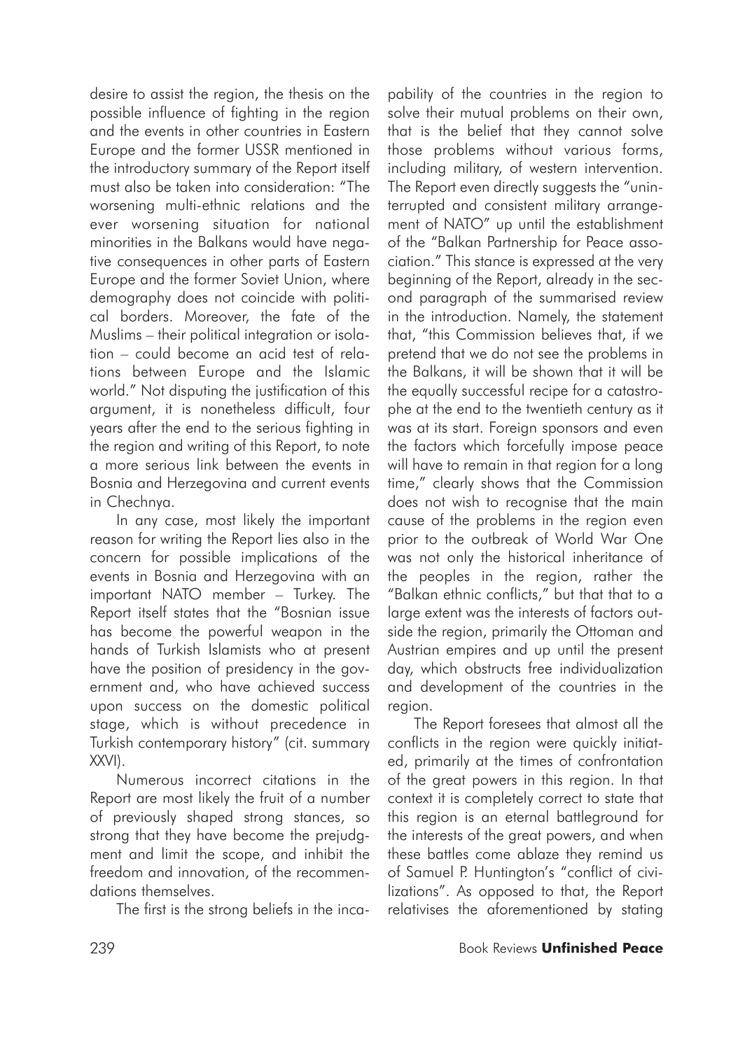desire to assist the region, the thesis on the possible influence of fighting in the region and the events in other countries in Eastern Europe and the former USSR mentioned in the introductory summary of the Report itself must also be taken into consideration: "The worsening multi-ethnic relations and the ever worsening situation for national minorities in the Balkans would have negative consequences in other parts of Eastern Europe and the former Soviet Union, where demography does not coincide with political borders. Moreover, the fate of the Muslims – their political integration or isolation – could become an acid test of relations between Europe and the Islamic world." Not disputing the justification of this argument, it is nonetheless difficult, four years after the end to the serious fighting in the region and writing of this Report, to note a more serious link between the events in Bosnia and Herzegovina and current events in Chechnya.

In any case, most likely the important reason for writing the Report lies also in the concern for possible implications of the events in Bosnia and Herzegovina with an important NATO member – Turkey. The Report itself states that the "Bosnian issue has become the powerful weapon in the hands of Turkish Islamists who at present have the position of presidency in the government and, who have achieved success upon success on the domestic political stage, which is without precedence in Turkish contemporary history" (cit. summary XXVI).

Numerous incorrect citations in the Report are most likely the fruit of a number of previously shaped strong stances, so strong that they have become the prejudgment and limit the scope, and inhibit the freedom and innovation, of the recommendations themselves.

The first is the strong beliefs in the incapability of the countries in the region to solve their mutual problems on their own, that is the belief that they cannot solve those problems without various forms, including military, of western intervention. The Report even directly suggests the "uninterrupted and consistent military arrangement of NATO" up until the establishment of the "Balkan Partnership for Peace association." This stance is expressed at the very beginning of the Report, already in the second paragraph of the summarised review in the introduction. Namely, the statement that, "this Commission believes that, if we pretend that we do not see the problems in the Balkans, it will be shown that it will be the equally successful recipe for a catastrophe at the end to the twentieth century as it was at its start. Foreign sponsors and even the factors which forcefully impose peace will have to remain in that region for a long time," clearly shows that the Commission does not wish to recognise that the main cause of the problems in the region even prior to the outbreak of World War One was not only the historical inheritance of the peoples in the region, rather the "Balkan ethnic conflicts," but that that to a large extent was the interests of factors outside the region, primarily the Ottoman and Austrian empires and up until the present day, which obstructs free individualization and development of the countries in the region.

The Report foresees that almost all the conflicts in the region were quickly initiated, primarily at the times of confrontation of the great powers in this region. In that context it is completely correct to state that this region is an eternal battleground for the interests of the great powers, and when these battles come ablaze they remind us of Samuel P. Huntington's "conflict of civilizations". As opposed to that, the Report relativises the aforementioned by stating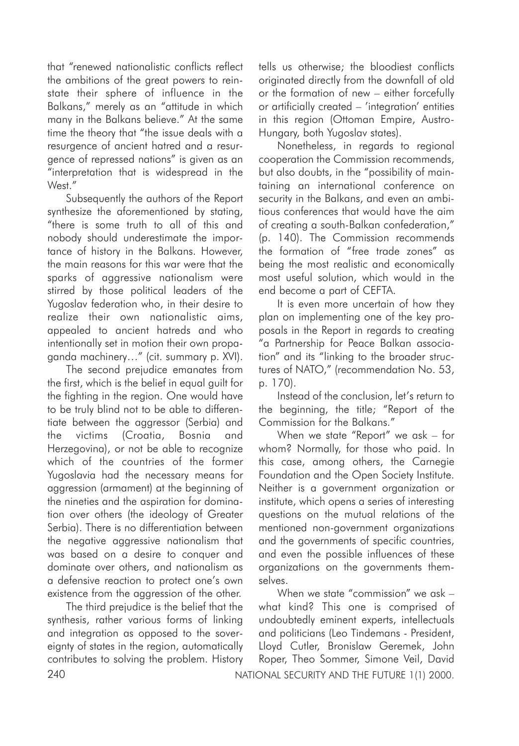that "renewed nationalistic conflicts reflect the ambitions of the great powers to reinstate their sphere of influence in the Balkans," merely as an "attitude in which many in the Balkans believe." At the same time the theory that "the issue deals with a resurgence of ancient hatred and a resurgence of repressed nations" is given as an "interpretation that is widespread in the West."

Subsequently the authors of the Report synthesize the aforementioned by stating, "there is some truth to all of this and nobody should underestimate the importance of history in the Balkans. However, the main reasons for this war were that the sparks of aggressive nationalism were stirred by those political leaders of the Yugoslav federation who, in their desire to realize their own nationalistic aims, appealed to ancient hatreds and who intentionally set in motion their own propaganda machinery…" (cit. summary p. XVI).

The second prejudice emanates from the first, which is the belief in equal guilt for the fighting in the region. One would have to be truly blind not to be able to differentiate between the aggressor (Serbia) and the victims (Croatia, Bosnia and Herzegovina), or not be able to recognize which of the countries of the former Yugoslavia had the necessary means for aggression (armament) at the beginning of the nineties and the aspiration for domination over others (the ideology of Greater Serbia). There is no differentiation between the negative aggressive nationalism that was based on a desire to conquer and dominate over others, and nationalism as a defensive reaction to protect one's own existence from the aggression of the other.

The third prejudice is the belief that the synthesis, rather various forms of linking and integration as opposed to the sovereignty of states in the region, automatically contributes to solving the problem. History tells us otherwise; the bloodiest conflicts originated directly from the downfall of old or the formation of new – either forcefully or artificially created – 'integration' entities in this region (Ottoman Empire, Austro-Hungary, both Yugoslav states).

Nonetheless, in regards to regional cooperation the Commission recommends, but also doubts, in the "possibility of maintaining an international conference on security in the Balkans, and even an ambitious conferences that would have the aim of creating a south-Balkan confederation," (p. 140). The Commission recommends the formation of "free trade zones" as being the most realistic and economically most useful solution, which would in the end become a part of CEFTA.

It is even more uncertain of how they plan on implementing one of the key proposals in the Report in regards to creating "a Partnership for Peace Balkan association" and its "linking to the broader structures of NATO," (recommendation No. 53, p. 170).

Instead of the conclusion, let's return to the beginning, the title; "Report of the Commission for the Balkans."

When we state "Report" we ask – for whom? Normally, for those who paid. In this case, among others, the Carnegie Foundation and the Open Society Institute. Neither is a government organization or institute, which opens a series of interesting questions on the mutual relations of the mentioned non-government organizations and the governments of specific countries, and even the possible influences of these organizations on the governments themselves.

When we state "commission" we ask – what kind? This one is comprised of undoubtedly eminent experts, intellectuals and politicians (Leo Tindemans - President, Lloyd Cutler, Bronislaw Geremek, John Roper, Theo Sommer, Simone Veil, David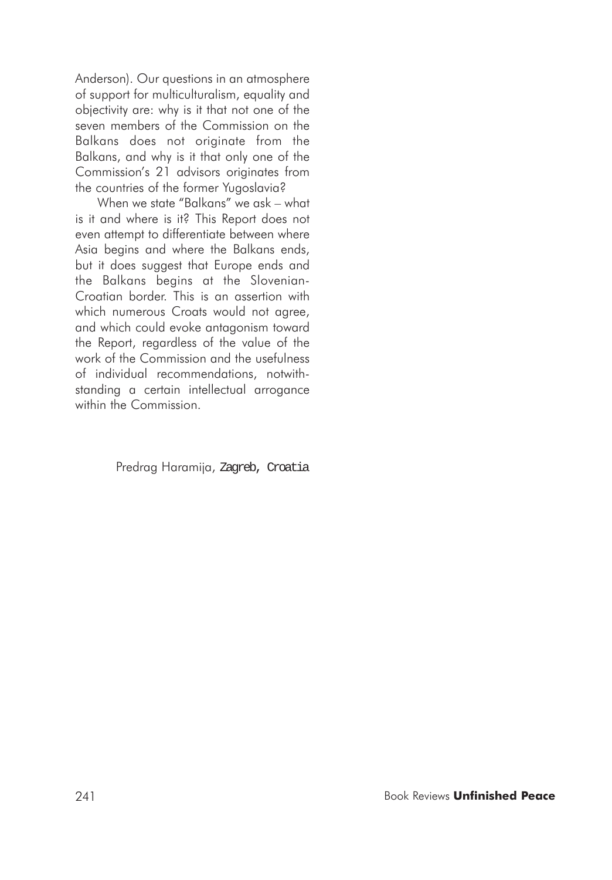Anderson). Our questions in an atmosphere of support for multiculturalism, equality and objectivity are: why is it that not one of the seven members of the Commission on the Balkans does not originate from the Balkans, and why is it that only one of the Commission's 21 advisors originates from the countries of the former Yugoslavia?

When we state "Balkans" we ask – what is it and where is it? This Report does not even attempt to differentiate between where Asia begins and where the Balkans ends, but it does suggest that Europe ends and the Balkans begins at the Slovenian-Croatian border. This is an assertion with which numerous Croats would not agree, and which could evoke antagonism toward the Report, regardless of the value of the work of the Commission and the usefulness of individual recommendations, notwithstanding a certain intellectual arrogance within the Commission.

Predrag Haramija, Zagreb, Croatia